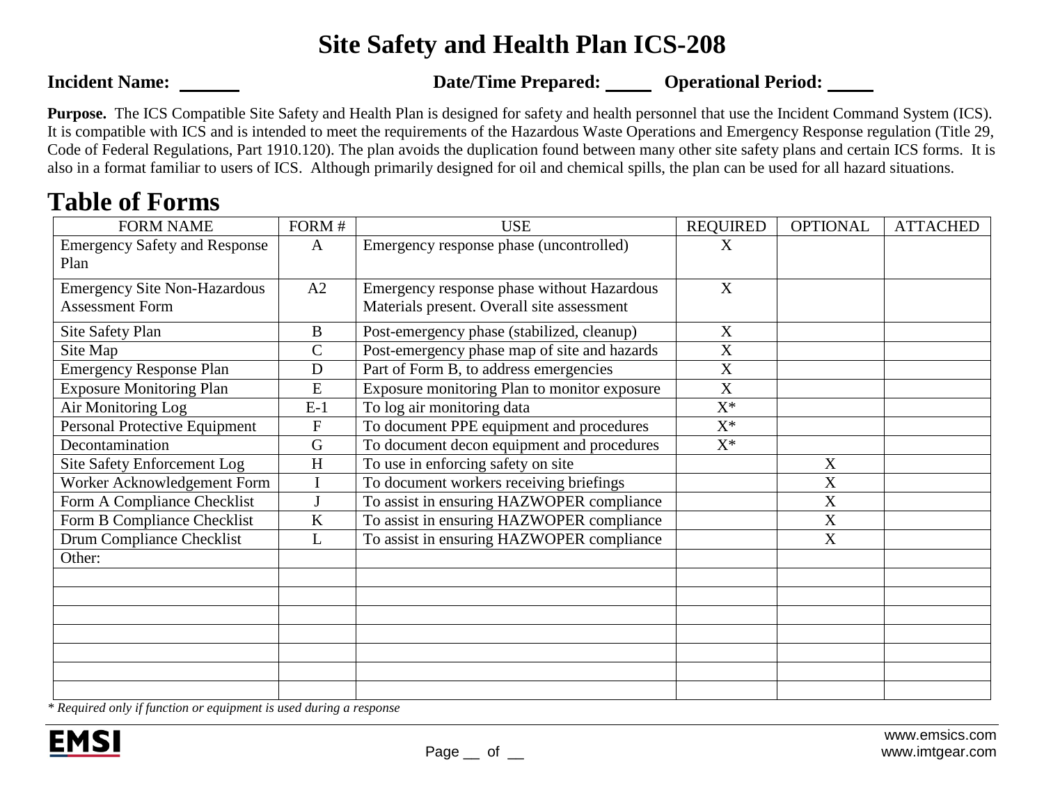# Site Safety and Health Plan ICS-208

**Incident Name:** ______ **Date/Time Prepared:** _____ **Operational Period:** _____

**Purpose.** The ICS Compatible Site Safety and Health Plan is designed for safety and health personnel that use the Incident Command System (ICS). It is compatible with ICS and is intended to meet the requirements of the Hazardous Waste Operations and Emergency Response regulation (Title 29, Code of Federal Regulations, Part 1910.120). The plan avoids the duplication found between many other site safety plans and certain ICS forms. It is also in a format familiar to users of ICS. Although primarily designed for oil and chemical spills, the plan can be used for all hazard situations.

## Table of Forms

| FORM NAME | FORM # | USE | REQUIRED | OPTIONAL | ATTACHED |
|---|---|---|---|---|---|
| Emergency Safety and Response Plan | A | Emergency response phase (uncontrolled) | X | | |
| Emergency Site Non-Hazardous Assessment Form | A2 | Emergency response phase without Hazardous Materials present. Overall site assessment | X | | |
| Site Safety Plan | B | Post-emergency phase (stabilized, cleanup) | X | | |
| Site Map | C | Post-emergency phase map of site and hazards | X | | |
| Emergency Response Plan | D | Part of Form B, to address emergencies | X | | |
| Exposure Monitoring Plan | E | Exposure monitoring Plan to monitor exposure | X | | |
| Air Monitoring Log | E-1 | To log air monitoring data | X* | | |
| Personal Protective Equipment | F | To document PPE equipment and procedures | X* | | |
| Decontamination | G | To document decon equipment and procedures | X* | | |
| Site Safety Enforcement Log | H | To use in enforcing safety on site | | X | |
| Worker Acknowledgement Form | I | To document workers receiving briefings | | X | |
| Form A Compliance Checklist | J | To assist in ensuring HAZWOPER compliance | | X | |
| Form B Compliance Checklist | K | To assist in ensuring HAZWOPER compliance | | X | |
| Drum Compliance Checklist | L | To assist in ensuring HAZWOPER compliance | | X | |
| Other: | | | | | |
| | | | | | |
| | | | | | |
| | | | | | |
| | | | | | |
| | | | | | |
| | | | | | |
| | | | | | |

*\* Required only if function or equipment is used during a response*

EMSI

www.emsics.com
www.imtgear.com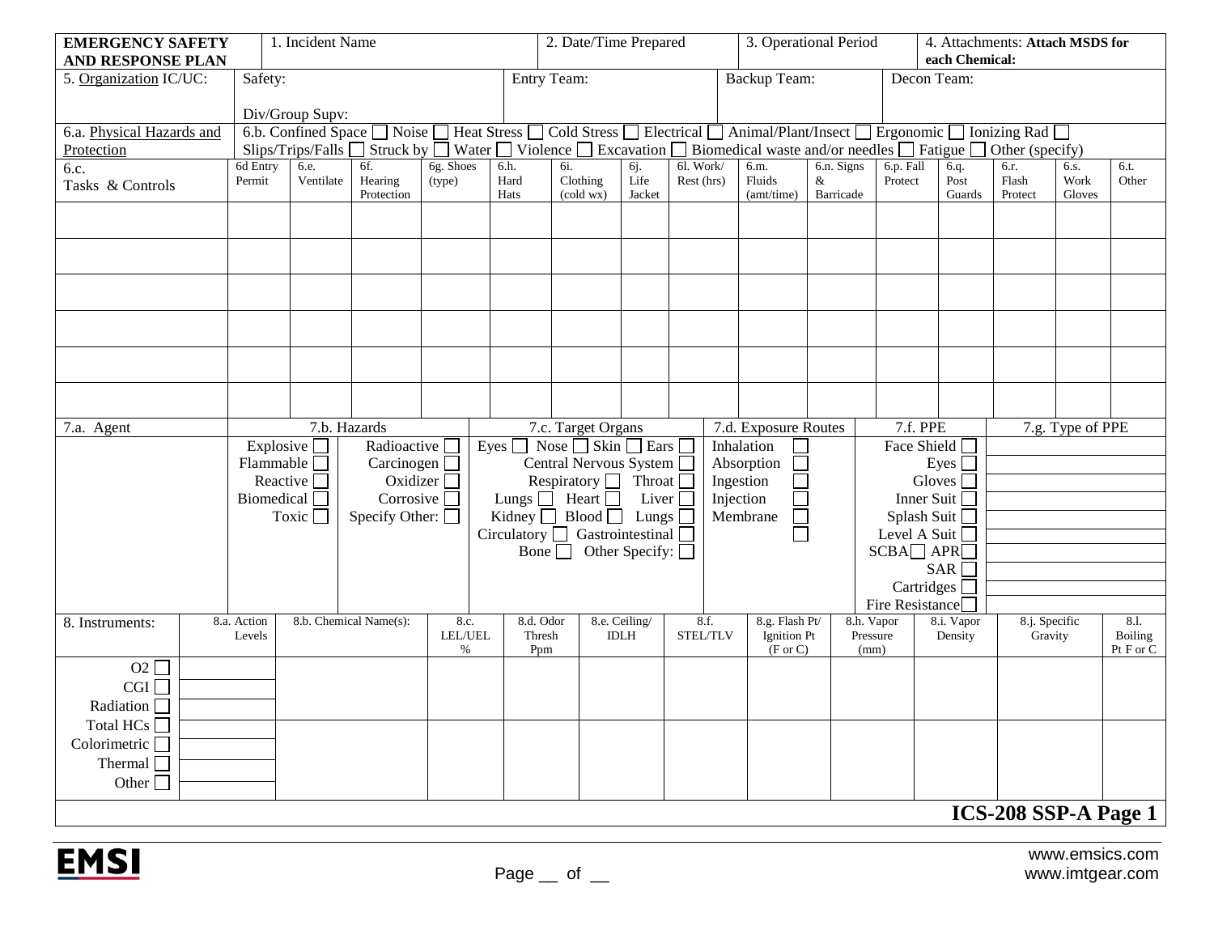| EMERGENCY SAFETY AND RESPONSE PLAN | 1. Incident Name | 2. Date/Time Prepared | 3. Operational Period | 4. Attachments: **Attach MSDS for each Chemical:** |
|---|---|---|---|---|
| 5. Organization IC/UC: | Safety: <br> Div/Group Supv: | Entry Team: | Backup Team: | Decon Team: |

**6.a. Physical Hazards and Protection**

6.b. Confined Space ☐ Noise ☐ Heat Stress ☐ Cold Stress ☐ Electrical ☐ Animal/Plant/Insect ☐ Ergonomic ☐ Ionizing Rad ☐
Slips/Trips/Falls ☐ Struck by ☐ Water ☐ Violence ☐ Excavation ☐ Biomedical waste and/or needles ☐ Fatigue ☐ Other (specify)

| 6.c. Tasks & Controls | 6d Entry Permit | 6.e. Ventilate | 6f. Hearing Protection | 6g. Shoes (type) | 6.h. Hard Hats | 6i. Clothing (cold wx) | 6j. Life Jacket | 6l. Work/ Rest (hrs) | 6.m. Fluids (amt/time) | 6.n. Signs & Barricade | 6.p. Fall Protect | 6.q. Post Guards | 6.r. Flash Protect | 6.s. Work Gloves | 6.t. Other |
|---|---|---|---|---|---|---|---|---|---|---|---|---|---|---|---|
| | | | | | | | | | | | | | | | |
| | | | | | | | | | | | | | | | |
| | | | | | | | | | | | | | | | |
| | | | | | | | | | | | | | | | |
| | | | | | | | | | | | | | | | |
| | | | | | | | | | | | | | | | |

| 7.a. Agent | 7.b. Hazards | | 7.c. Target Organs | 7.d. Exposure Routes | 7.f. PPE | 7.g. Type of PPE |
|---|---|---|---|---|---|---|
| | Explosive ☐ <br> Flammable ☐ <br> Reactive ☐ <br> Biomedical ☐ <br> Toxic ☐ | Radioactive ☐ <br> Carcinogen ☐ <br> Oxidizer ☐ <br> Corrosive ☐ <br> Specify Other: ☐ | Eyes ☐ Nose ☐ Skin ☐ Ears ☐ <br> Central Nervous System ☐ <br> Respiratory ☐ Throat ☐ <br> Lungs ☐ Heart ☐ Liver ☐ <br> Kidney ☐ Blood ☐ Lungs ☐ <br> Circulatory ☐ Gastrointestinal ☐ <br> Bone ☐ Other Specify: ☐ | Inhalation ☐ <br> Absorption ☐ <br> Ingestion ☐ <br> Injection ☐ <br> Membrane ☐ <br> ☐ | Face Shield ☐ <br> Eyes ☐ <br> Gloves ☐ <br> Inner Suit ☐ <br> Splash Suit ☐ <br> Level A Suit ☐ <br> SCBA ☐ APR ☐ <br> SAR ☐ <br> Cartridges ☐ <br> Fire Resistance ☐ | |

| 8. Instruments: | 8.a. Action Levels | 8.b. Chemical Name(s): | 8.c. LEL/UEL % | 8.d. Odor Thresh Ppm | 8.e. Ceiling/ IDLH | 8.f. STEL/TLV | 8.g. Flash Pt/ Ignition Pt (F or C) | 8.h. Vapor Pressure (mm) | 8.i. Vapor Density | 8.j. Specific Gravity | 8.l. Boiling Pt F or C |
|---|---|---|---|---|---|---|---|---|---|---|---|
| O2 ☐ | | | | | | | | | | | |
| CGI ☐ | | | | | | | | | | | |
| Radiation ☐ | | | | | | | | | | | |
| Total HCs ☐ | | | | | | | | | | | |
| Colorimetric ☐ | | | | | | | | | | | |
| Thermal ☐ | | | | | | | | | | | |
| Other ☐ | | | | | | | | | | | |

**ICS-208 SSP-A Page 1**

EMSI

www.emsics.com
www.imtgear.com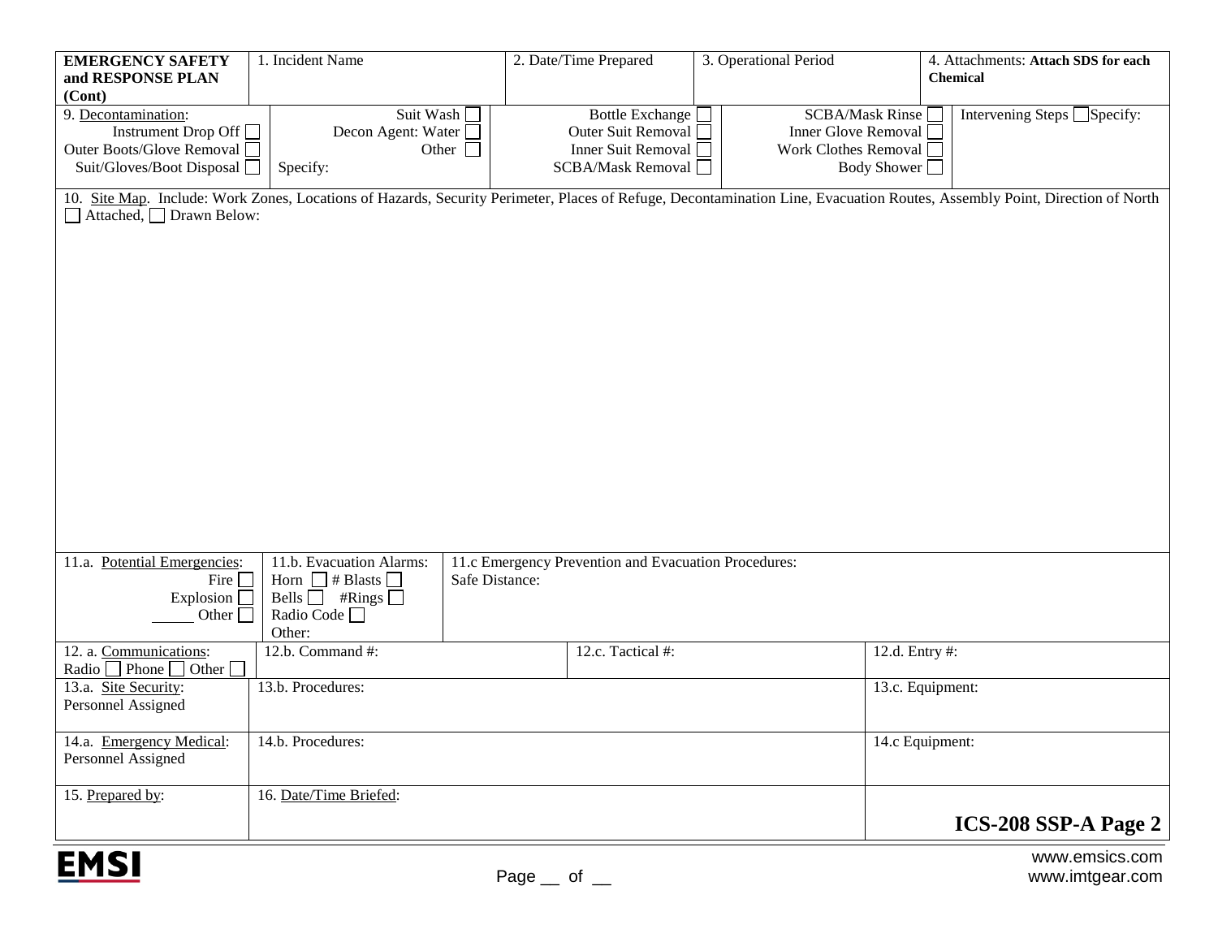| **EMERGENCY SAFETY and RESPONSE PLAN (Cont)** | 1. Incident Name | 2. Date/Time Prepared | 3. Operational Period | 4. Attachments: **Attach SDS for each Chemical** |
|---|---|---|---|---|

| 9. Decontamination: | | | | |
|---|---|---|---|---|
| Instrument Drop Off ☐ | Suit Wash ☐ | Bottle Exchange ☐ | SCBA/Mask Rinse ☐ | Intervening Steps ☐Specify: |
| Outer Boots/Glove Removal ☐ | Decon Agent: Water ☐ | Outer Suit Removal ☐ | Inner Glove Removal ☐ | |
| Suit/Gloves/Boot Disposal ☐ | Other ☐ | Inner Suit Removal ☐ | Work Clothes Removal ☐ | |
| | Specify: | SCBA/Mask Removal ☐ | Body Shower ☐ | |

10. Site Map. Include: Work Zones, Locations of Hazards, Security Perimeter, Places of Refuge, Decontamination Line, Evacuation Routes, Assembly Point, Direction of North
☐ Attached, ☐ Drawn Below:

| 11.a. Potential Emergencies: | 11.b. Evacuation Alarms: | 11.c Emergency Prevention and Evacuation Procedures: |
|---|---|---|
| Fire ☐<br>Explosion ☐<br>______ Other ☐ | Horn ☐ # Blasts ☐<br>Bells ☐ #Rings ☐<br>Radio Code ☐<br>Other: | Safe Distance: |

| 12. a. Communications: Radio ☐ Phone ☐ Other ☐ | 12.b. Command #: | 12.c. Tactical #: | 12.d. Entry #: |
|---|---|---|---|

| 13.a. Site Security: Personnel Assigned | 13.b. Procedures: | 13.c. Equipment: |
|---|---|---|
| 14.a. Emergency Medical: Personnel Assigned | 14.b. Procedures: | 14.c Equipment: |
| 15. Prepared by: | 16. Date/Time Briefed: | **ICS-208 SSP-A Page 2** |

EMSI

www.emsics.com
www.imtgear.com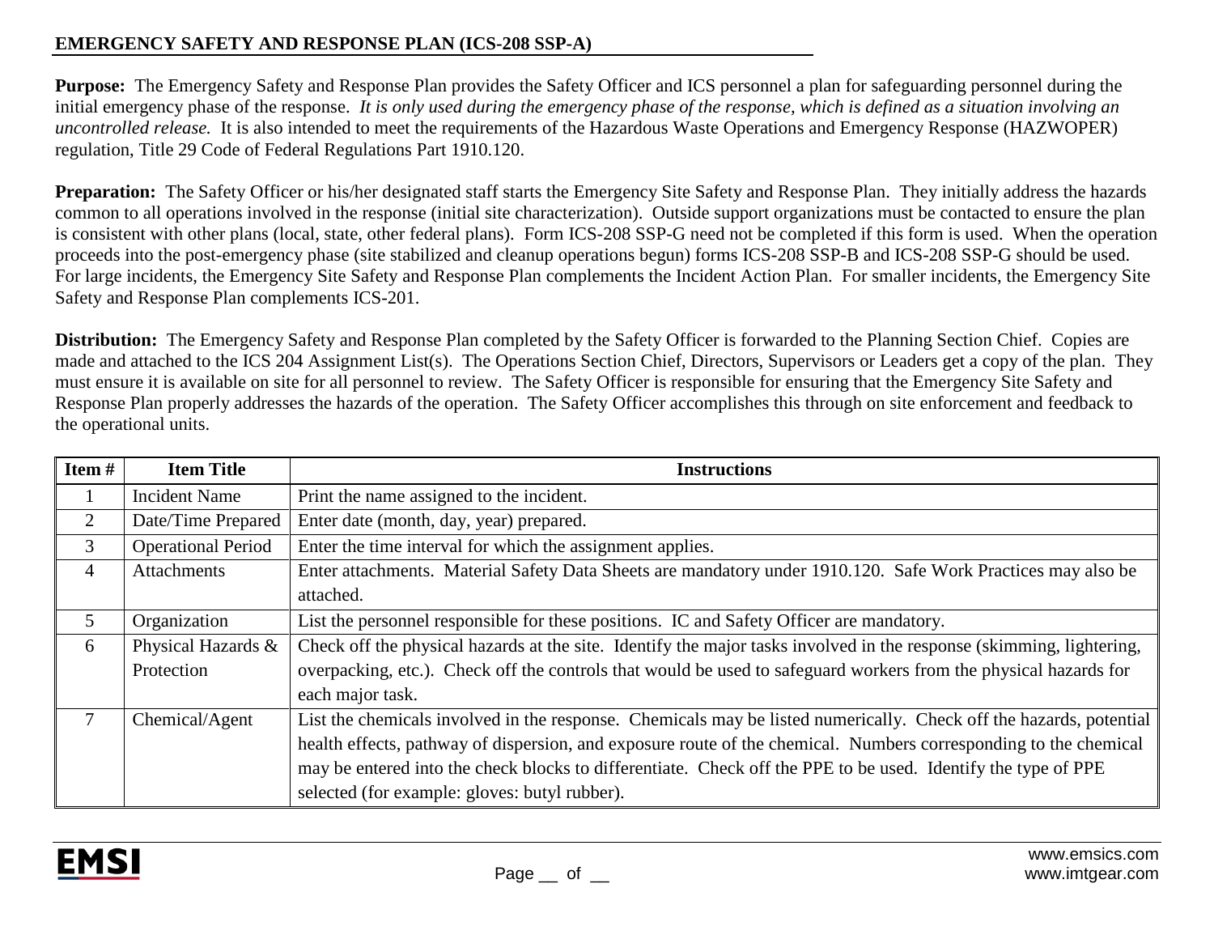## EMERGENCY SAFETY AND RESPONSE PLAN (ICS-208 SSP-A)

**Purpose:** The Emergency Safety and Response Plan provides the Safety Officer and ICS personnel a plan for safeguarding personnel during the initial emergency phase of the response. *It is only used during the emergency phase of the response, which is defined as a situation involving an uncontrolled release.* It is also intended to meet the requirements of the Hazardous Waste Operations and Emergency Response (HAZWOPER) regulation, Title 29 Code of Federal Regulations Part 1910.120.

**Preparation:** The Safety Officer or his/her designated staff starts the Emergency Site Safety and Response Plan. They initially address the hazards common to all operations involved in the response (initial site characterization). Outside support organizations must be contacted to ensure the plan is consistent with other plans (local, state, other federal plans). Form ICS-208 SSP-G need not be completed if this form is used. When the operation proceeds into the post-emergency phase (site stabilized and cleanup operations begun) forms ICS-208 SSP-B and ICS-208 SSP-G should be used. For large incidents, the Emergency Site Safety and Response Plan complements the Incident Action Plan. For smaller incidents, the Emergency Site Safety and Response Plan complements ICS-201.

**Distribution:** The Emergency Safety and Response Plan completed by the Safety Officer is forwarded to the Planning Section Chief. Copies are made and attached to the ICS 204 Assignment List(s). The Operations Section Chief, Directors, Supervisors or Leaders get a copy of the plan. They must ensure it is available on site for all personnel to review. The Safety Officer is responsible for ensuring that the Emergency Site Safety and Response Plan properly addresses the hazards of the operation. The Safety Officer accomplishes this through on site enforcement and feedback to the operational units.

| Item # | Item Title | Instructions |
|---|---|---|
| 1 | Incident Name | Print the name assigned to the incident. |
| 2 | Date/Time Prepared | Enter date (month, day, year) prepared. |
| 3 | Operational Period | Enter the time interval for which the assignment applies. |
| 4 | Attachments | Enter attachments. Material Safety Data Sheets are mandatory under 1910.120. Safe Work Practices may also be attached. |
| 5 | Organization | List the personnel responsible for these positions. IC and Safety Officer are mandatory. |
| 6 | Physical Hazards & Protection | Check off the physical hazards at the site. Identify the major tasks involved in the response (skimming, lightering, overpacking, etc.). Check off the controls that would be used to safeguard workers from the physical hazards for each major task. |
| 7 | Chemical/Agent | List the chemicals involved in the response. Chemicals may be listed numerically. Check off the hazards, potential health effects, pathway of dispersion, and exposure route of the chemical. Numbers corresponding to the chemical may be entered into the check blocks to differentiate. Check off the PPE to be used. Identify the type of PPE selected (for example: gloves: butyl rubber). |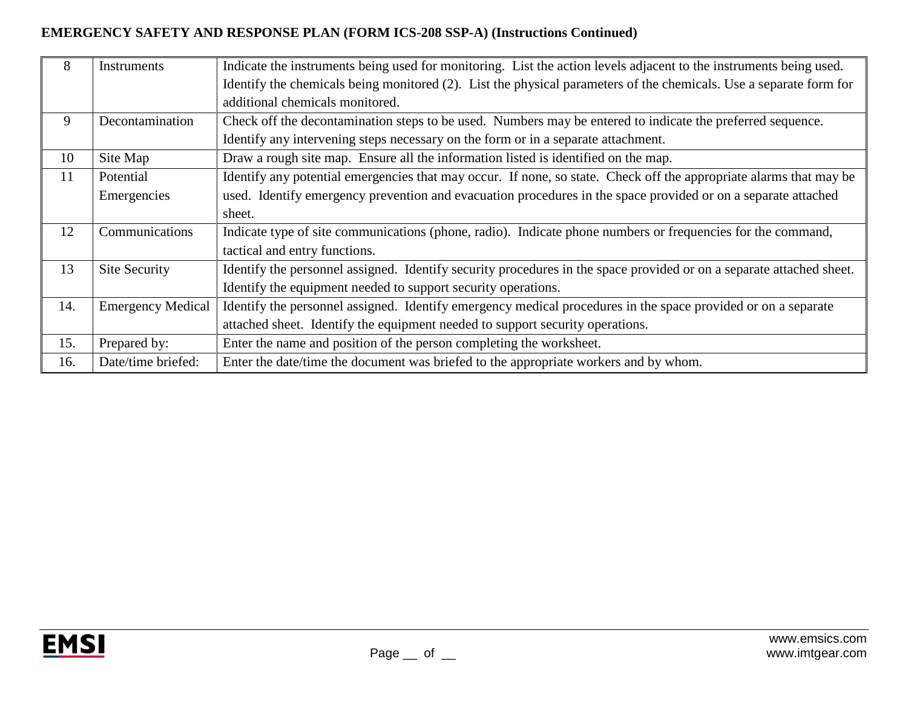**EMERGENCY SAFETY AND RESPONSE PLAN (FORM ICS-208 SSP-A) (Instructions Continued)**

| | | |
|---|---|---|
| 8 | Instruments | Indicate the instruments being used for monitoring. List the action levels adjacent to the instruments being used. Identify the chemicals being monitored (2). List the physical parameters of the chemicals. Use a separate form for additional chemicals monitored. |
| 9 | Decontamination | Check off the decontamination steps to be used. Numbers may be entered to indicate the preferred sequence. Identify any intervening steps necessary on the form or in a separate attachment. |
| 10 | Site Map | Draw a rough site map. Ensure all the information listed is identified on the map. |
| 11 | Potential Emergencies | Identify any potential emergencies that may occur. If none, so state. Check off the appropriate alarms that may be used. Identify emergency prevention and evacuation procedures in the space provided or on a separate attached sheet. |
| 12 | Communications | Indicate type of site communications (phone, radio). Indicate phone numbers or frequencies for the command, tactical and entry functions. |
| 13 | Site Security | Identify the personnel assigned. Identify security procedures in the space provided or on a separate attached sheet. Identify the equipment needed to support security operations. |
| 14. | Emergency Medical | Identify the personnel assigned. Identify emergency medical procedures in the space provided or on a separate attached sheet. Identify the equipment needed to support security operations. |
| 15. | Prepared by: | Enter the name and position of the person completing the worksheet. |
| 16. | Date/time briefed: | Enter the date/time the document was briefed to the appropriate workers and by whom. |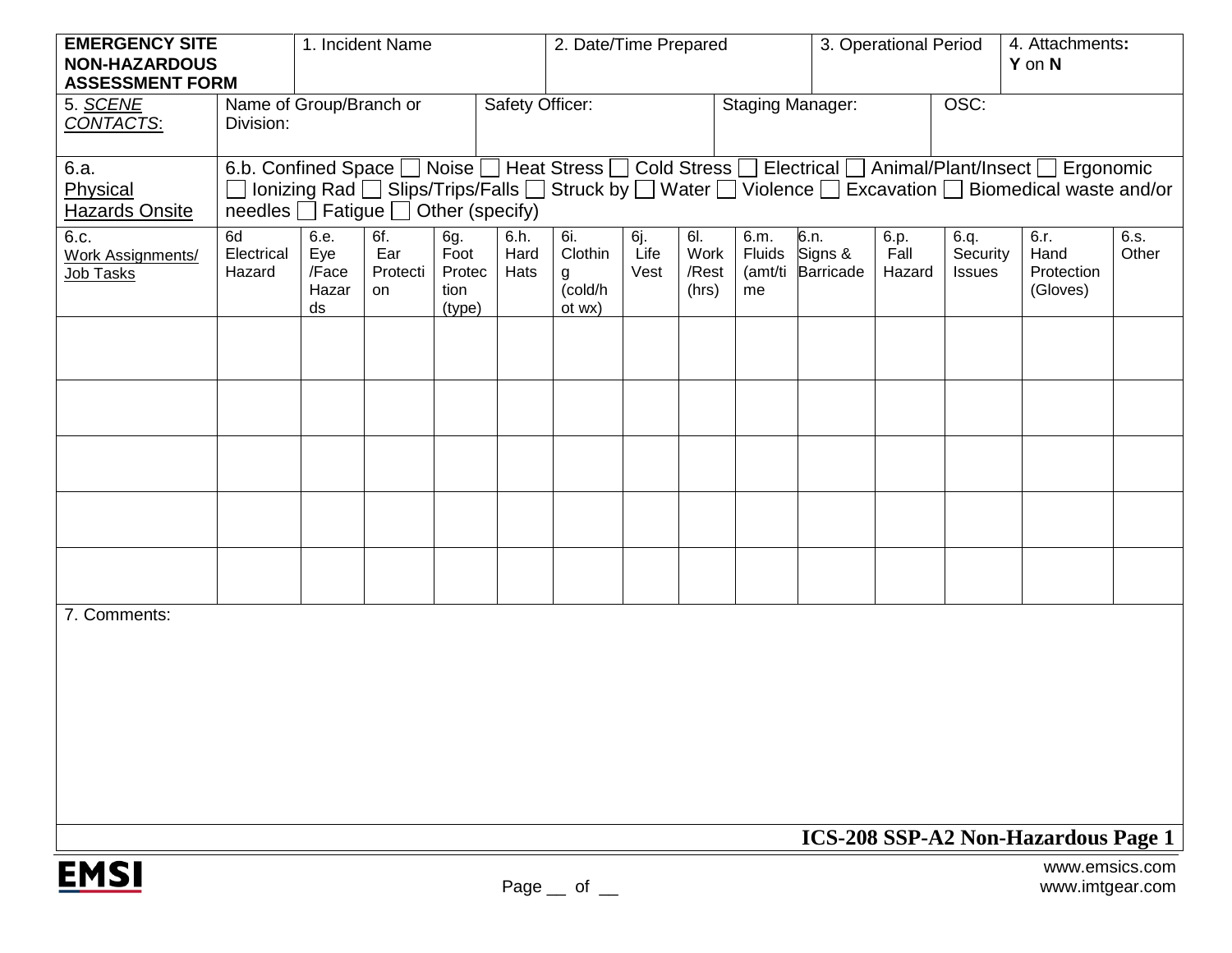| EMERGENCY SITE NON-HAZARDOUS ASSESSMENT FORM | 1. Incident Name | 2. Date/Time Prepared | 3. Operational Period | 4. Attachments: Y on N |
|---|---|---|---|---|

| 5. *SCENE CONTACTS*: | Name of Group/Branch or Division: | Safety Officer: | Staging Manager: | OSC: |
|---|---|---|---|---|

**6.a. Physical Hazards Onsite**

6.b. Confined Space ☐ Noise ☐ Heat Stress ☐ Cold Stress ☐ Electrical ☐ Animal/Plant/Insect ☐ Ergonomic ☐ Ionizing Rad ☐ Slips/Trips/Falls ☐ Struck by ☐ Water ☐ Violence ☐ Excavation ☐ Biomedical waste and/or needles ☐ Fatigue ☐ Other (specify)

| 6.c. Work Assignments/ Job Tasks | 6d Electrical Hazard | 6.e. Eye /Face Hazards | 6f. Ear Protection | 6g. Foot Protection (type) | 6.h. Hard Hats | 6i. Clothing (cold/hot wx) | 6j. Life Vest | 6l. Work /Rest (hrs) | 6.m. Fluids (amt/time | 6.n. Signs & Barricade | 6.p. Fall Hazard | 6.q. Security Issues | 6.r. Hand Protection (Gloves) | 6.s. Other |
|---|---|---|---|---|---|---|---|---|---|---|---|---|---|---|
| | | | | | | | | | | | | | | |
| | | | | | | | | | | | | | | |
| | | | | | | | | | | | | | | |
| | | | | | | | | | | | | | | |
| | | | | | | | | | | | | | | |

7. Comments:

**ICS-208 SSP-A2 Non-Hazardous Page 1**

EMSI

Page __ of __

www.emsics.com
www.imtgear.com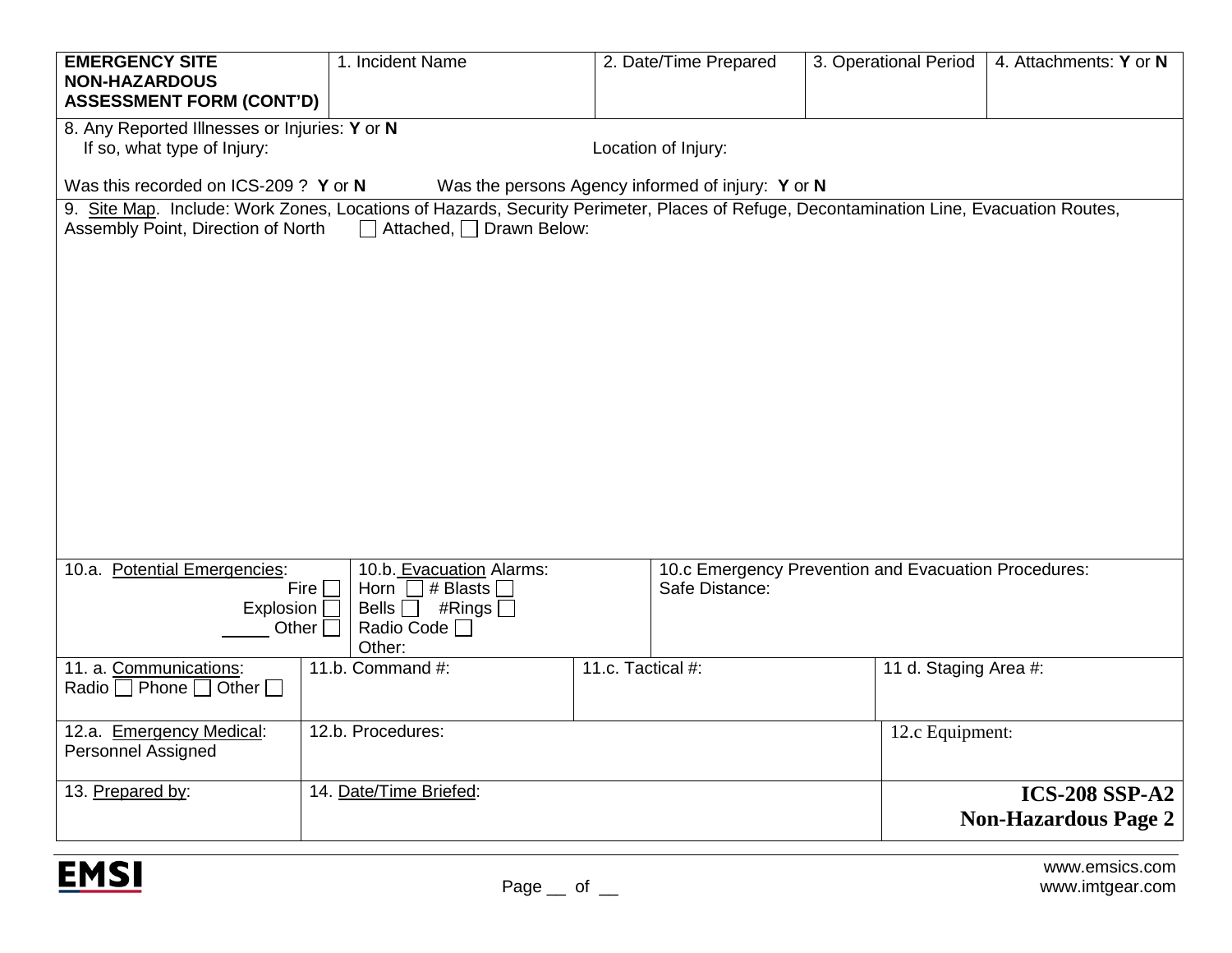| **EMERGENCY SITE NON-HAZARDOUS ASSESSMENT FORM (CONT'D)** | 1. Incident Name | 2. Date/Time Prepared | 3. Operational Period | 4. Attachments: **Y** or **N** |
|---|---|---|---|---|

8. Any Reported Illnesses or Injuries: **Y** or **N**
If so, what type of Injury: Location of Injury:

Was this recorded on ICS-209 ? **Y** or **N** Was the persons Agency informed of injury: **Y** or **N**

9. Site Map. Include: Work Zones, Locations of Hazards, Security Perimeter, Places of Refuge, Decontamination Line, Evacuation Routes, Assembly Point, Direction of North ☐ Attached, ☐ Drawn Below:

| 10.a. Potential Emergencies: | 10.b. Evacuation Alarms: | 10.c Emergency Prevention and Evacuation Procedures: |
|---|---|---|
| Fire ☐<br>Explosion ☐<br>_____ Other ☐ | Horn ☐ # Blasts ☐<br>Bells ☐ #Rings ☐<br>Radio Code ☐<br>Other: | Safe Distance: |

| 11. a. Communications: Radio ☐ Phone ☐ Other ☐ | 11.b. Command #: | 11.c. Tactical #: | 11 d. Staging Area #: |
|---|---|---|---|

| 12.a. Emergency Medical: Personnel Assigned | 12.b. Procedures: | 12.c Equipment: |
|---|---|---|

| 13. Prepared by: | 14. Date/Time Briefed: | **ICS-208 SSP-A2 Non-Hazardous Page 2** |
|---|---|---|

www.emsics.com
www.imtgear.com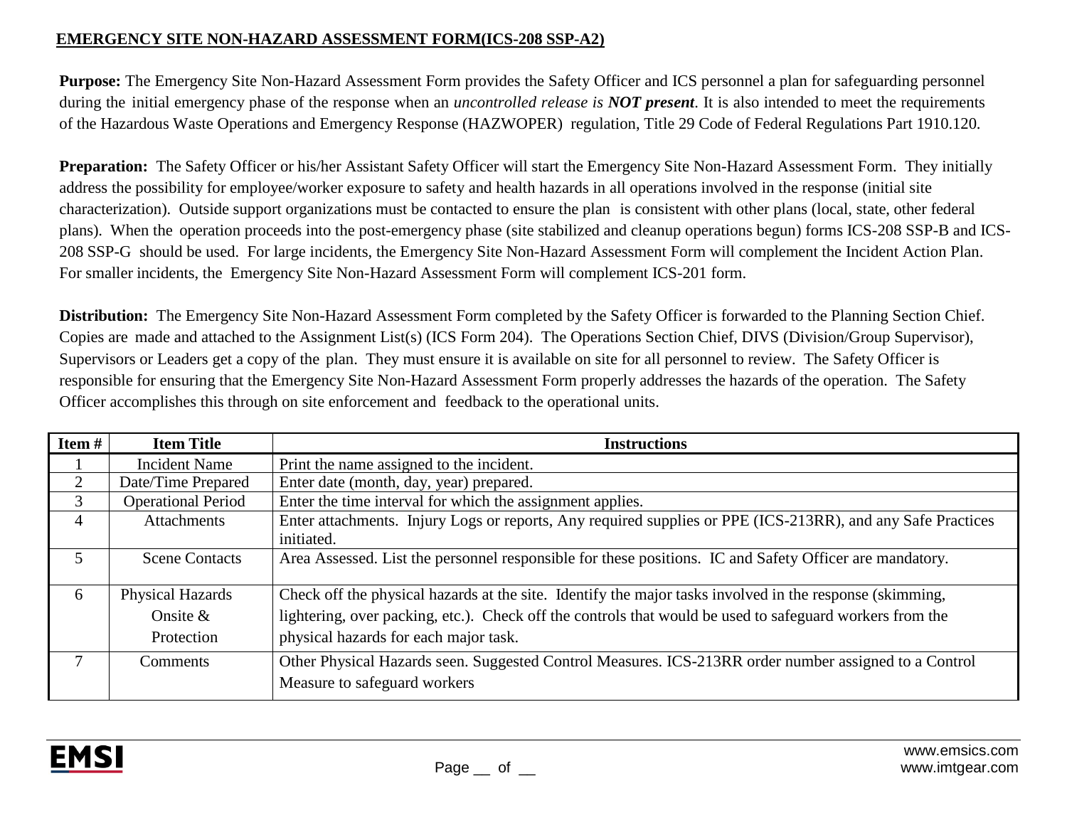## EMERGENCY SITE NON-HAZARD ASSESSMENT FORM(ICS-208 SSP-A2)

**Purpose:** The Emergency Site Non-Hazard Assessment Form provides the Safety Officer and ICS personnel a plan for safeguarding personnel during the initial emergency phase of the response when an *uncontrolled release is **NOT present***. It is also intended to meet the requirements of the Hazardous Waste Operations and Emergency Response (HAZWOPER) regulation, Title 29 Code of Federal Regulations Part 1910.120.

**Preparation:** The Safety Officer or his/her Assistant Safety Officer will start the Emergency Site Non-Hazard Assessment Form. They initially address the possibility for employee/worker exposure to safety and health hazards in all operations involved in the response (initial site characterization). Outside support organizations must be contacted to ensure the plan is consistent with other plans (local, state, other federal plans). When the operation proceeds into the post-emergency phase (site stabilized and cleanup operations begun) forms ICS-208 SSP-B and ICS-208 SSP-G should be used. For large incidents, the Emergency Site Non-Hazard Assessment Form will complement the Incident Action Plan. For smaller incidents, the Emergency Site Non-Hazard Assessment Form will complement ICS-201 form.

**Distribution:** The Emergency Site Non-Hazard Assessment Form completed by the Safety Officer is forwarded to the Planning Section Chief. Copies are made and attached to the Assignment List(s) (ICS Form 204). The Operations Section Chief, DIVS (Division/Group Supervisor), Supervisors or Leaders get a copy of the plan. They must ensure it is available on site for all personnel to review. The Safety Officer is responsible for ensuring that the Emergency Site Non-Hazard Assessment Form properly addresses the hazards of the operation. The Safety Officer accomplishes this through on site enforcement and feedback to the operational units.

| Item # | Item Title | Instructions |
|---|---|---|
| 1 | Incident Name | Print the name assigned to the incident. |
| 2 | Date/Time Prepared | Enter date (month, day, year) prepared. |
| 3 | Operational Period | Enter the time interval for which the assignment applies. |
| 4 | Attachments | Enter attachments. Injury Logs or reports, Any required supplies or PPE (ICS-213RR), and any Safe Practices initiated. |
| 5 | Scene Contacts | Area Assessed. List the personnel responsible for these positions. IC and Safety Officer are mandatory. |
| 6 | Physical Hazards Onsite & Protection | Check off the physical hazards at the site. Identify the major tasks involved in the response (skimming, lightering, over packing, etc.). Check off the controls that would be used to safeguard workers from the physical hazards for each major task. |
| 7 | Comments | Other Physical Hazards seen. Suggested Control Measures. ICS-213RR order number assigned to a Control Measure to safeguard workers |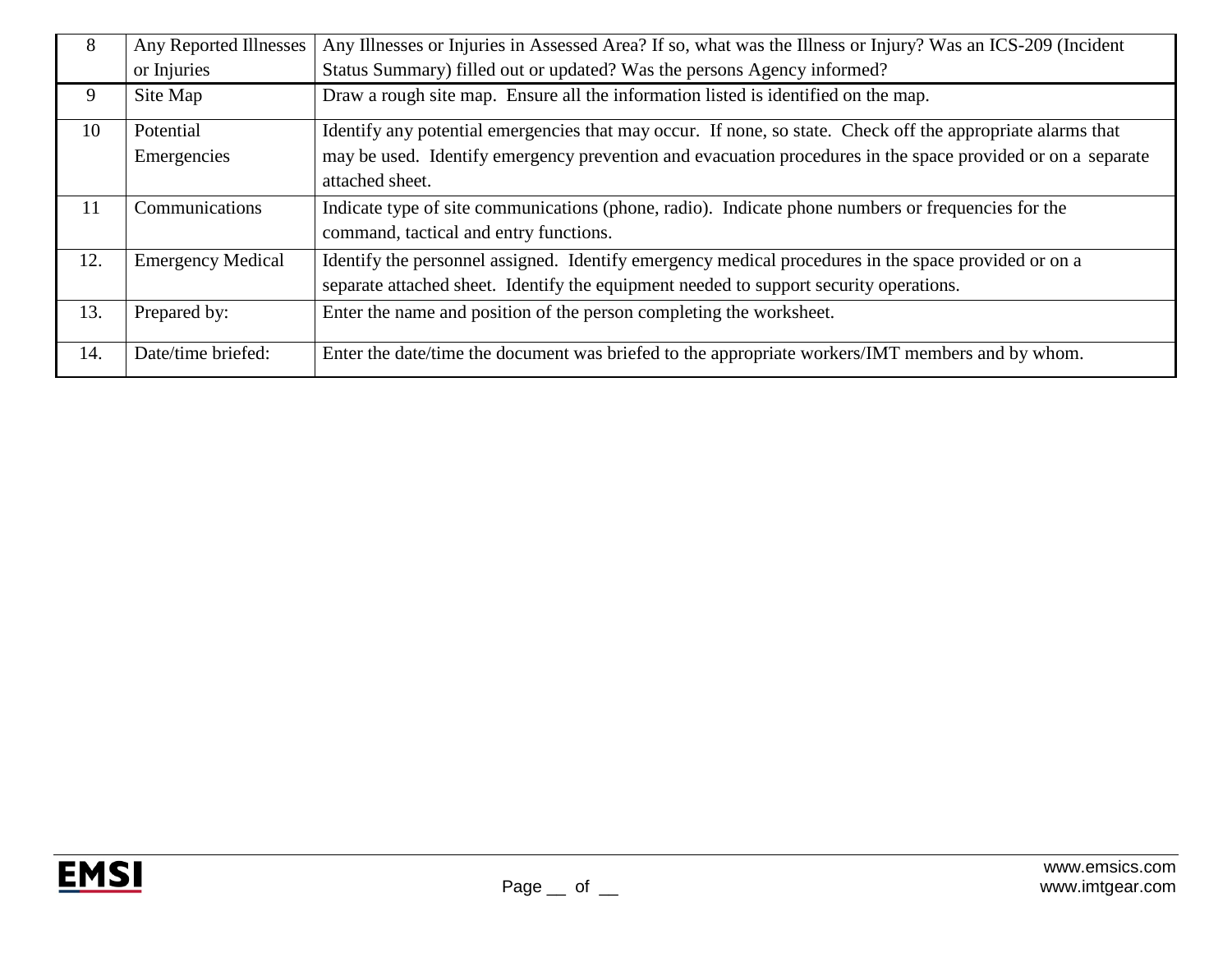| 8 | Any Reported Illnesses or Injuries | Any Illnesses or Injuries in Assessed Area? If so, what was the Illness or Injury? Was an ICS-209 (Incident Status Summary) filled out or updated? Was the persons Agency informed? |
|---|---|---|
| 9 | Site Map | Draw a rough site map. Ensure all the information listed is identified on the map. |
| 10 | Potential Emergencies | Identify any potential emergencies that may occur. If none, so state. Check off the appropriate alarms that may be used. Identify emergency prevention and evacuation procedures in the space provided or on a separate attached sheet. |
| 11 | Communications | Indicate type of site communications (phone, radio). Indicate phone numbers or frequencies for the command, tactical and entry functions. |
| 12. | Emergency Medical | Identify the personnel assigned. Identify emergency medical procedures in the space provided or on a separate attached sheet. Identify the equipment needed to support security operations. |
| 13. | Prepared by: | Enter the name and position of the person completing the worksheet. |
| 14. | Date/time briefed: | Enter the date/time the document was briefed to the appropriate workers/IMT members and by whom. |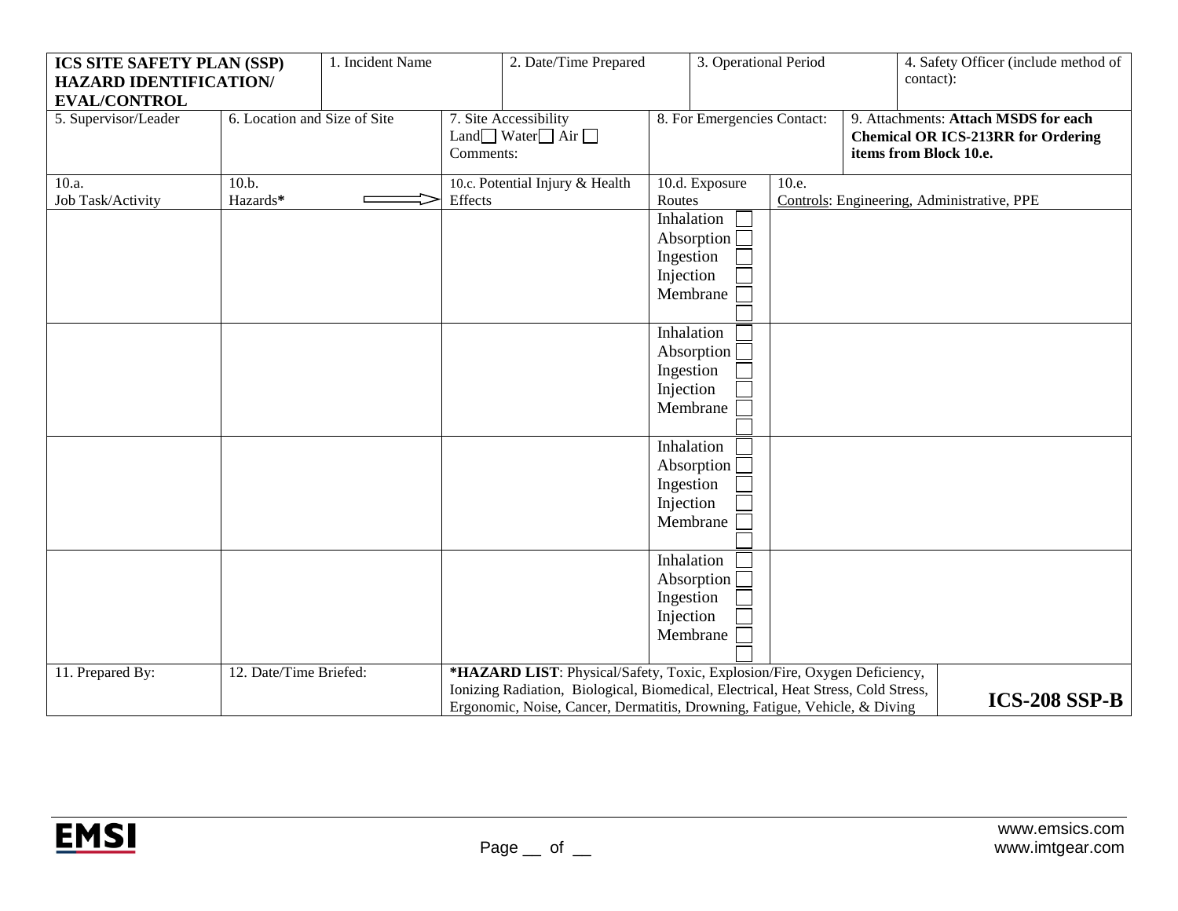| ICS SITE SAFETY PLAN (SSP) HAZARD IDENTIFICATION/ EVAL/CONTROL | 1. Incident Name | 2. Date/Time Prepared | 3. Operational Period | 4. Safety Officer (include method of contact): |
|---|---|---|---|---|

| 5. Supervisor/Leader | 6. Location and Size of Site | 7. Site Accessibility Land ☐ Water ☐ Air ☐ Comments: | 8. For Emergencies Contact: | 9. Attachments: **Attach MSDS for each Chemical OR ICS-213RR for Ordering items from Block 10.e.** |
|---|---|---|---|---|

| 10.a. Job Task/Activity | 10.b. Hazards* | 10.c. Potential Injury & Health Effects | 10.d. Exposure Routes | 10.e. Controls: Engineering, Administrative, PPE |
|---|---|---|---|---|
| | | | Inhalation ☐ Absorption ☐ Ingestion ☐ Injection ☐ Membrane ☐ ☐ | |
| | | | Inhalation ☐ Absorption ☐ Ingestion ☐ Injection ☐ Membrane ☐ ☐ | |
| | | | Inhalation ☐ Absorption ☐ Ingestion ☐ Injection ☐ Membrane ☐ ☐ | |
| | | | Inhalation ☐ Absorption ☐ Ingestion ☐ Injection ☐ Membrane ☐ ☐ | |

| 11. Prepared By: | 12. Date/Time Briefed: | ***HAZARD LIST**: Physical/Safety, Toxic, Explosion/Fire, Oxygen Deficiency, Ionizing Radiation, Biological, Biomedical, Electrical, Heat Stress, Cold Stress, Ergonomic, Noise, Cancer, Dermatitis, Drowning, Fatigue, Vehicle, & Diving | **ICS-208 SSP-B** |
|---|---|---|---|

EMSI

www.emsics.com
www.imtgear.com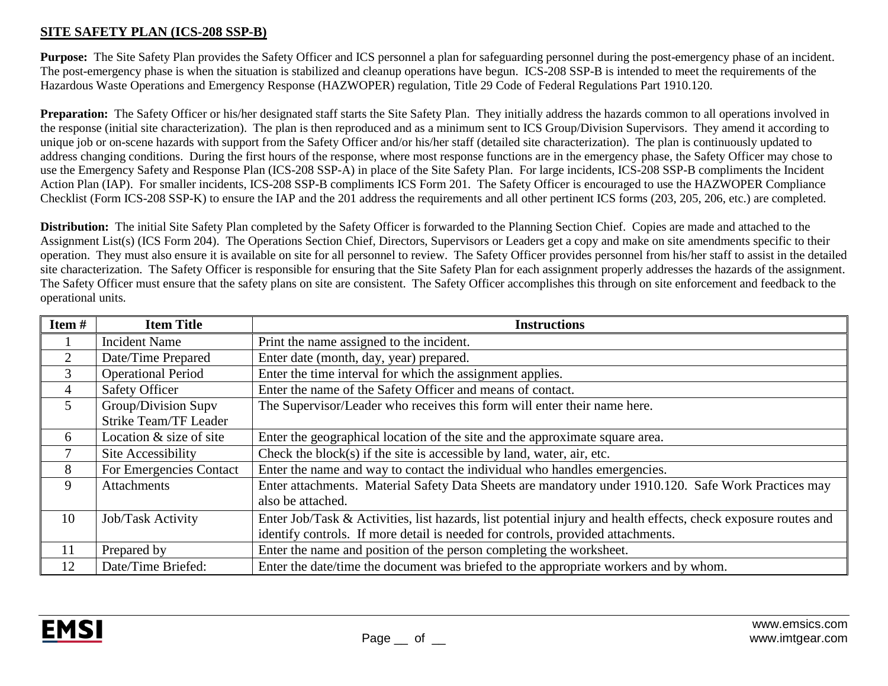## SITE SAFETY PLAN (ICS-208 SSP-B)

**Purpose:** The Site Safety Plan provides the Safety Officer and ICS personnel a plan for safeguarding personnel during the post-emergency phase of an incident. The post-emergency phase is when the situation is stabilized and cleanup operations have begun. ICS-208 SSP-B is intended to meet the requirements of the Hazardous Waste Operations and Emergency Response (HAZWOPER) regulation, Title 29 Code of Federal Regulations Part 1910.120.

**Preparation:** The Safety Officer or his/her designated staff starts the Site Safety Plan. They initially address the hazards common to all operations involved in the response (initial site characterization). The plan is then reproduced and as a minimum sent to ICS Group/Division Supervisors. They amend it according to unique job or on-scene hazards with support from the Safety Officer and/or his/her staff (detailed site characterization). The plan is continuously updated to address changing conditions. During the first hours of the response, where most response functions are in the emergency phase, the Safety Officer may chose to use the Emergency Safety and Response Plan (ICS-208 SSP-A) in place of the Site Safety Plan. For large incidents, ICS-208 SSP-B compliments the Incident Action Plan (IAP). For smaller incidents, ICS-208 SSP-B compliments ICS Form 201. The Safety Officer is encouraged to use the HAZWOPER Compliance Checklist (Form ICS-208 SSP-K) to ensure the IAP and the 201 address the requirements and all other pertinent ICS forms (203, 205, 206, etc.) are completed.

**Distribution:** The initial Site Safety Plan completed by the Safety Officer is forwarded to the Planning Section Chief. Copies are made and attached to the Assignment List(s) (ICS Form 204). The Operations Section Chief, Directors, Supervisors or Leaders get a copy and make on site amendments specific to their operation. They must also ensure it is available on site for all personnel to review. The Safety Officer provides personnel from his/her staff to assist in the detailed site characterization. The Safety Officer is responsible for ensuring that the Site Safety Plan for each assignment properly addresses the hazards of the assignment. The Safety Officer must ensure that the safety plans on site are consistent. The Safety Officer accomplishes this through on site enforcement and feedback to the operational units.

| Item # | Item Title | Instructions |
|---|---|---|
| 1 | Incident Name | Print the name assigned to the incident. |
| 2 | Date/Time Prepared | Enter date (month, day, year) prepared. |
| 3 | Operational Period | Enter the time interval for which the assignment applies. |
| 4 | Safety Officer | Enter the name of the Safety Officer and means of contact. |
| 5 | Group/Division Supv Strike Team/TF Leader | The Supervisor/Leader who receives this form will enter their name here. |
| 6 | Location & size of site | Enter the geographical location of the site and the approximate square area. |
| 7 | Site Accessibility | Check the block(s) if the site is accessible by land, water, air, etc. |
| 8 | For Emergencies Contact | Enter the name and way to contact the individual who handles emergencies. |
| 9 | Attachments | Enter attachments. Material Safety Data Sheets are mandatory under 1910.120. Safe Work Practices may also be attached. |
| 10 | Job/Task Activity | Enter Job/Task & Activities, list hazards, list potential injury and health effects, check exposure routes and identify controls. If more detail is needed for controls, provided attachments. |
| 11 | Prepared by | Enter the name and position of the person completing the worksheet. |
| 12 | Date/Time Briefed: | Enter the date/time the document was briefed to the appropriate workers and by whom. |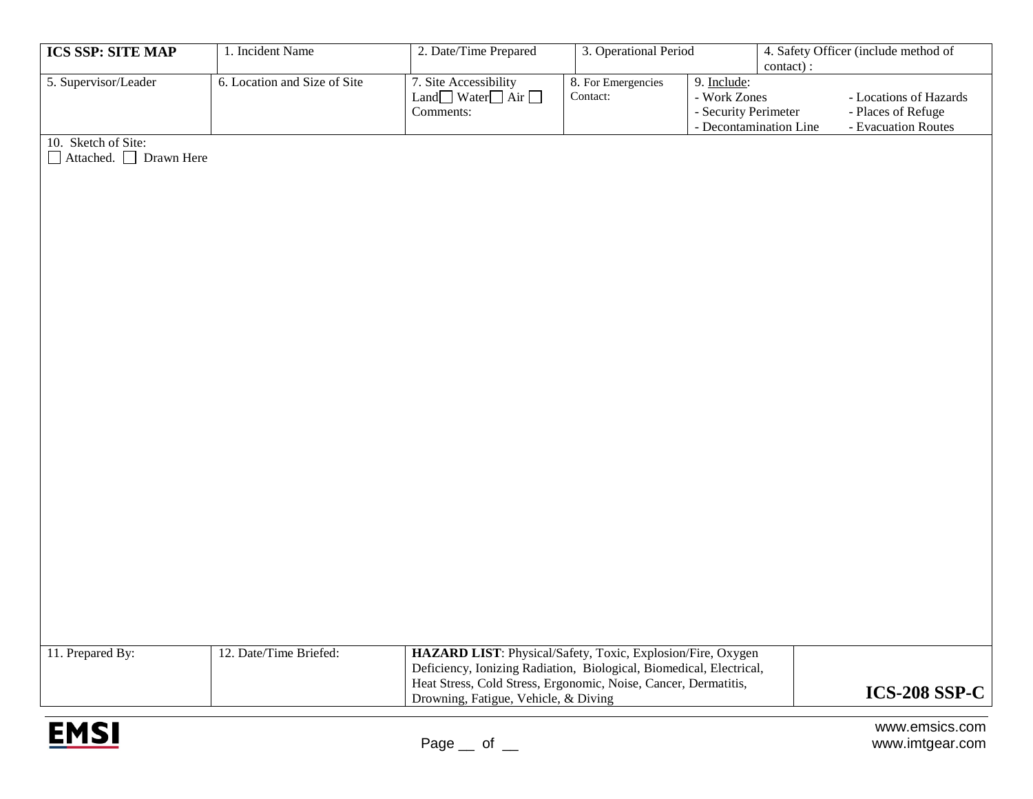| ICS SSP: SITE MAP | 1. Incident Name | 2. Date/Time Prepared | 3. Operational Period | | 4. Safety Officer (include method of contact) : |
|---|---|---|---|---|---|
| 5. Supervisor/Leader | 6. Location and Size of Site | 7. Site Accessibility<br>Land☐ Water☐ Air ☐<br>Comments: | 8. For Emergencies Contact: | 9. Include:<br>- Work Zones<br>- Security Perimeter<br>- Decontamination Line | - Locations of Hazards<br>- Places of Refuge<br>- Evacuation Routes |

10. Sketch of Site:
☐ Attached. ☐ Drawn Here

| 11. Prepared By: | 12. Date/Time Briefed: | **HAZARD LIST**: Physical/Safety, Toxic, Explosion/Fire, Oxygen Deficiency, Ionizing Radiation, Biological, Biomedical, Electrical, Heat Stress, Cold Stress, Ergonomic, Noise, Cancer, Dermatitis, Drowning, Fatigue, Vehicle, & Diving | **ICS-208 SSP-C** |
|---|---|---|---|

EMSI

Page __ of __

www.emsics.com
www.imtgear.com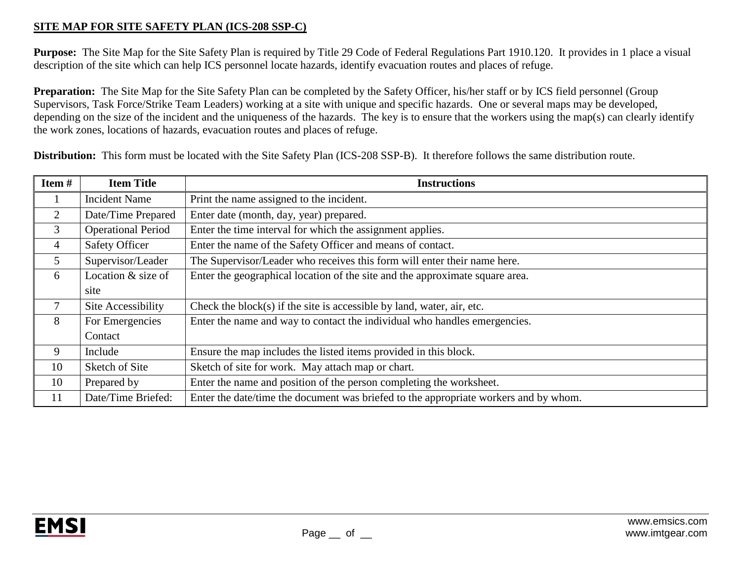## SITE MAP FOR SITE SAFETY PLAN (ICS-208 SSP-C)

**Purpose:** The Site Map for the Site Safety Plan is required by Title 29 Code of Federal Regulations Part 1910.120. It provides in 1 place a visual description of the site which can help ICS personnel locate hazards, identify evacuation routes and places of refuge.

**Preparation:** The Site Map for the Site Safety Plan can be completed by the Safety Officer, his/her staff or by ICS field personnel (Group Supervisors, Task Force/Strike Team Leaders) working at a site with unique and specific hazards. One or several maps may be developed, depending on the size of the incident and the uniqueness of the hazards. The key is to ensure that the workers using the map(s) can clearly identify the work zones, locations of hazards, evacuation routes and places of refuge.

**Distribution:** This form must be located with the Site Safety Plan (ICS-208 SSP-B). It therefore follows the same distribution route.

| Item # | Item Title | Instructions |
|---|---|---|
| 1 | Incident Name | Print the name assigned to the incident. |
| 2 | Date/Time Prepared | Enter date (month, day, year) prepared. |
| 3 | Operational Period | Enter the time interval for which the assignment applies. |
| 4 | Safety Officer | Enter the name of the Safety Officer and means of contact. |
| 5 | Supervisor/Leader | The Supervisor/Leader who receives this form will enter their name here. |
| 6 | Location & size of site | Enter the geographical location of the site and the approximate square area. |
| 7 | Site Accessibility | Check the block(s) if the site is accessible by land, water, air, etc. |
| 8 | For Emergencies Contact | Enter the name and way to contact the individual who handles emergencies. |
| 9 | Include | Ensure the map includes the listed items provided in this block. |
| 10 | Sketch of Site | Sketch of site for work. May attach map or chart. |
| 10 | Prepared by | Enter the name and position of the person completing the worksheet. |
| 11 | Date/Time Briefed: | Enter the date/time the document was briefed to the appropriate workers and by whom. |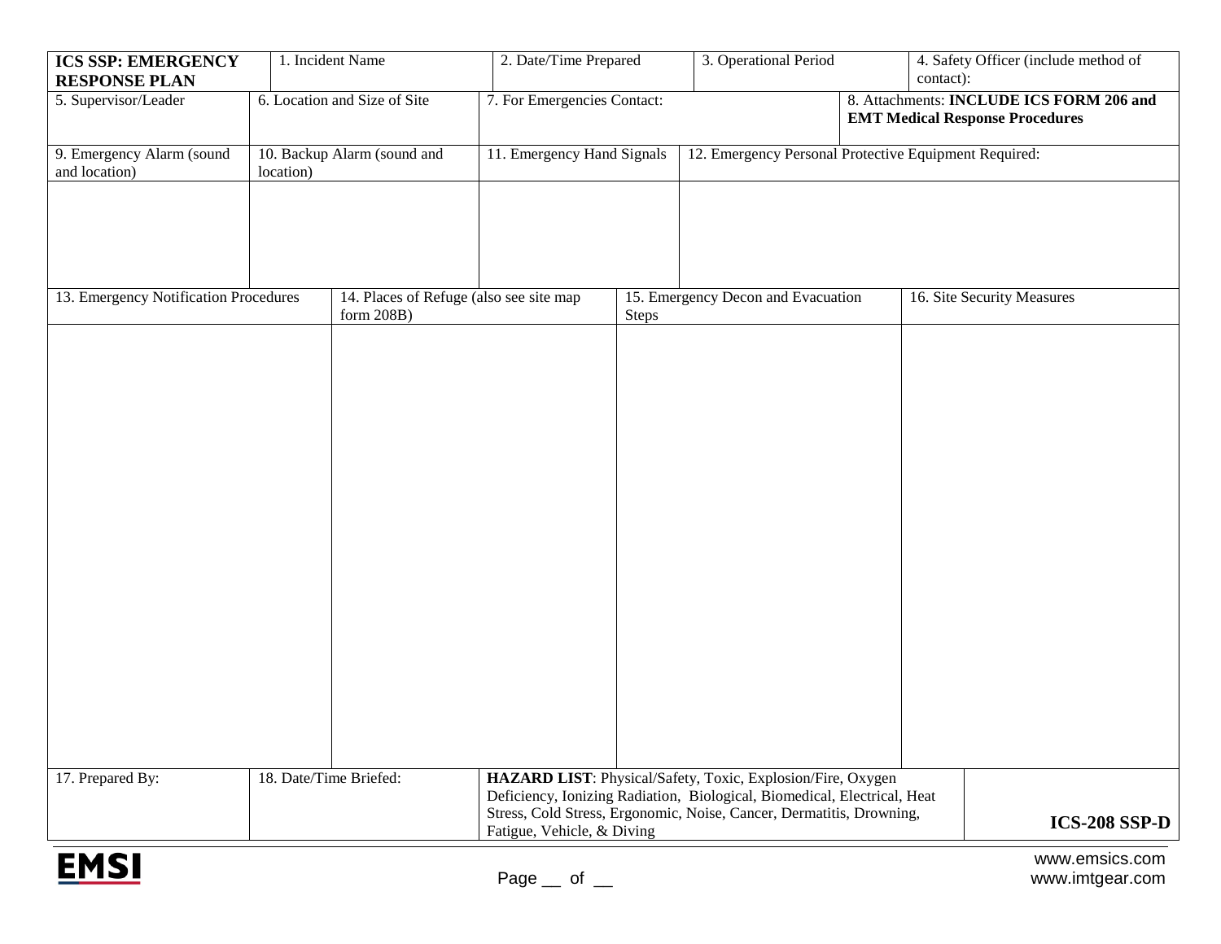| **ICS SSP: EMERGENCY RESPONSE PLAN** | 1. Incident Name | 2. Date/Time Prepared | 3. Operational Period | 4. Safety Officer (include method of contact): |
|---|---|---|---|---|

| 5. Supervisor/Leader | 6. Location and Size of Site | 7. For Emergencies Contact: | 8. Attachments: **INCLUDE ICS FORM 206 and EMT Medical Response Procedures** |
|---|---|---|---|

| 9. Emergency Alarm (sound and location) | 10. Backup Alarm (sound and location) | 11. Emergency Hand Signals | 12. Emergency Personal Protective Equipment Required: |
|---|---|---|---|
| | | | |

| 13. Emergency Notification Procedures | 14. Places of Refuge (also see site map form 208B) | 15. Emergency Decon and Evacuation Steps | 16. Site Security Measures |
|---|---|---|---|
| | | | |

| 17. Prepared By: | 18. Date/Time Briefed: | **HAZARD LIST**: Physical/Safety, Toxic, Explosion/Fire, Oxygen Deficiency, Ionizing Radiation, Biological, Biomedical, Electrical, Heat Stress, Cold Stress, Ergonomic, Noise, Cancer, Dermatitis, Drowning, Fatigue, Vehicle, & Diving | **ICS-208 SSP-D** |
|---|---|---|---|

EMSI

www.emsics.com
www.imtgear.com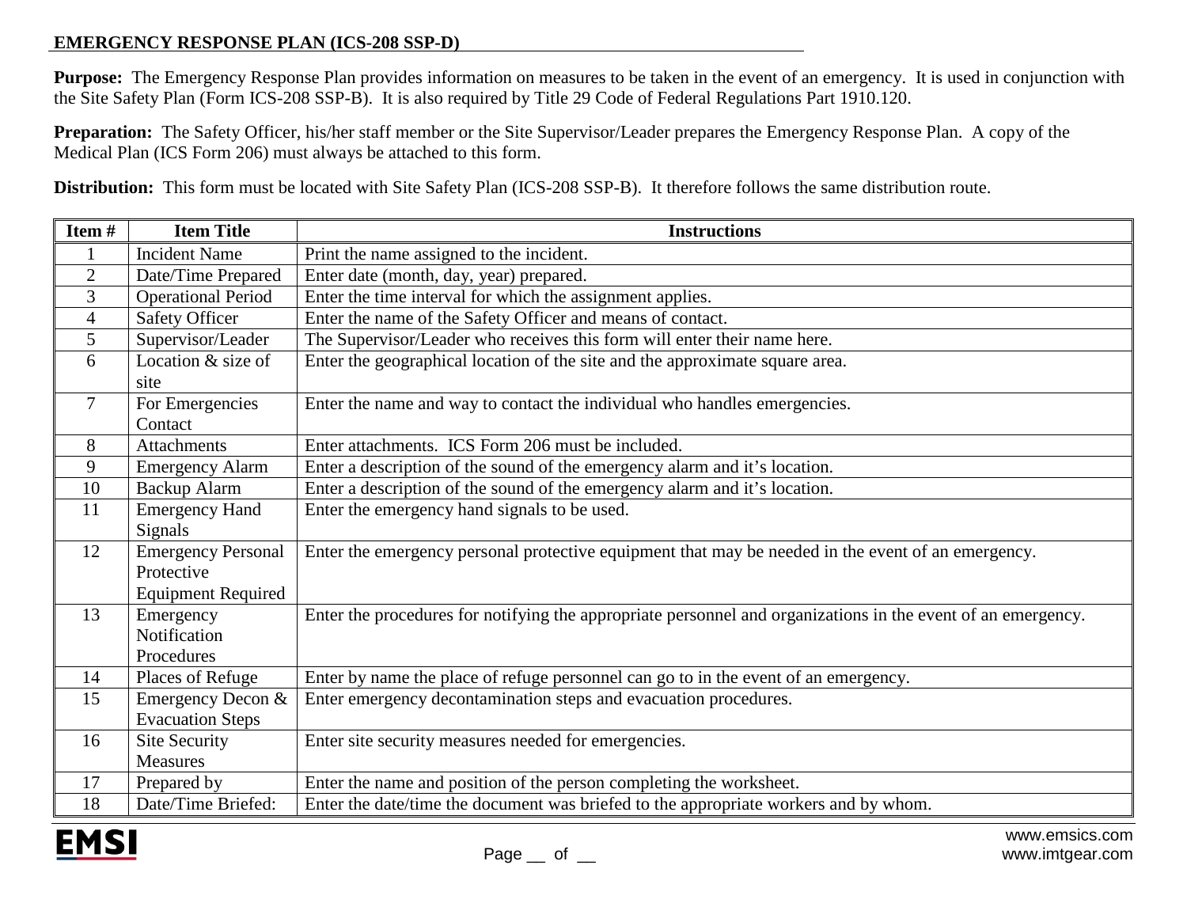# EMERGENCY RESPONSE PLAN (ICS-208 SSP-D)

**Purpose:** The Emergency Response Plan provides information on measures to be taken in the event of an emergency. It is used in conjunction with the Site Safety Plan (Form ICS-208 SSP-B). It is also required by Title 29 Code of Federal Regulations Part 1910.120.

**Preparation:** The Safety Officer, his/her staff member or the Site Supervisor/Leader prepares the Emergency Response Plan. A copy of the Medical Plan (ICS Form 206) must always be attached to this form.

**Distribution:** This form must be located with Site Safety Plan (ICS-208 SSP-B). It therefore follows the same distribution route.

| Item # | Item Title | Instructions |
|---|---|---|
| 1 | Incident Name | Print the name assigned to the incident. |
| 2 | Date/Time Prepared | Enter date (month, day, year) prepared. |
| 3 | Operational Period | Enter the time interval for which the assignment applies. |
| 4 | Safety Officer | Enter the name of the Safety Officer and means of contact. |
| 5 | Supervisor/Leader | The Supervisor/Leader who receives this form will enter their name here. |
| 6 | Location & size of site | Enter the geographical location of the site and the approximate square area. |
| 7 | For Emergencies Contact | Enter the name and way to contact the individual who handles emergencies. |
| 8 | Attachments | Enter attachments. ICS Form 206 must be included. |
| 9 | Emergency Alarm | Enter a description of the sound of the emergency alarm and it's location. |
| 10 | Backup Alarm | Enter a description of the sound of the emergency alarm and it's location. |
| 11 | Emergency Hand Signals | Enter the emergency hand signals to be used. |
| 12 | Emergency Personal Protective Equipment Required | Enter the emergency personal protective equipment that may be needed in the event of an emergency. |
| 13 | Emergency Notification Procedures | Enter the procedures for notifying the appropriate personnel and organizations in the event of an emergency. |
| 14 | Places of Refuge | Enter by name the place of refuge personnel can go to in the event of an emergency. |
| 15 | Emergency Decon & Evacuation Steps | Enter emergency decontamination steps and evacuation procedures. |
| 16 | Site Security Measures | Enter site security measures needed for emergencies. |
| 17 | Prepared by | Enter the name and position of the person completing the worksheet. |
| 18 | Date/Time Briefed: | Enter the date/time the document was briefed to the appropriate workers and by whom. |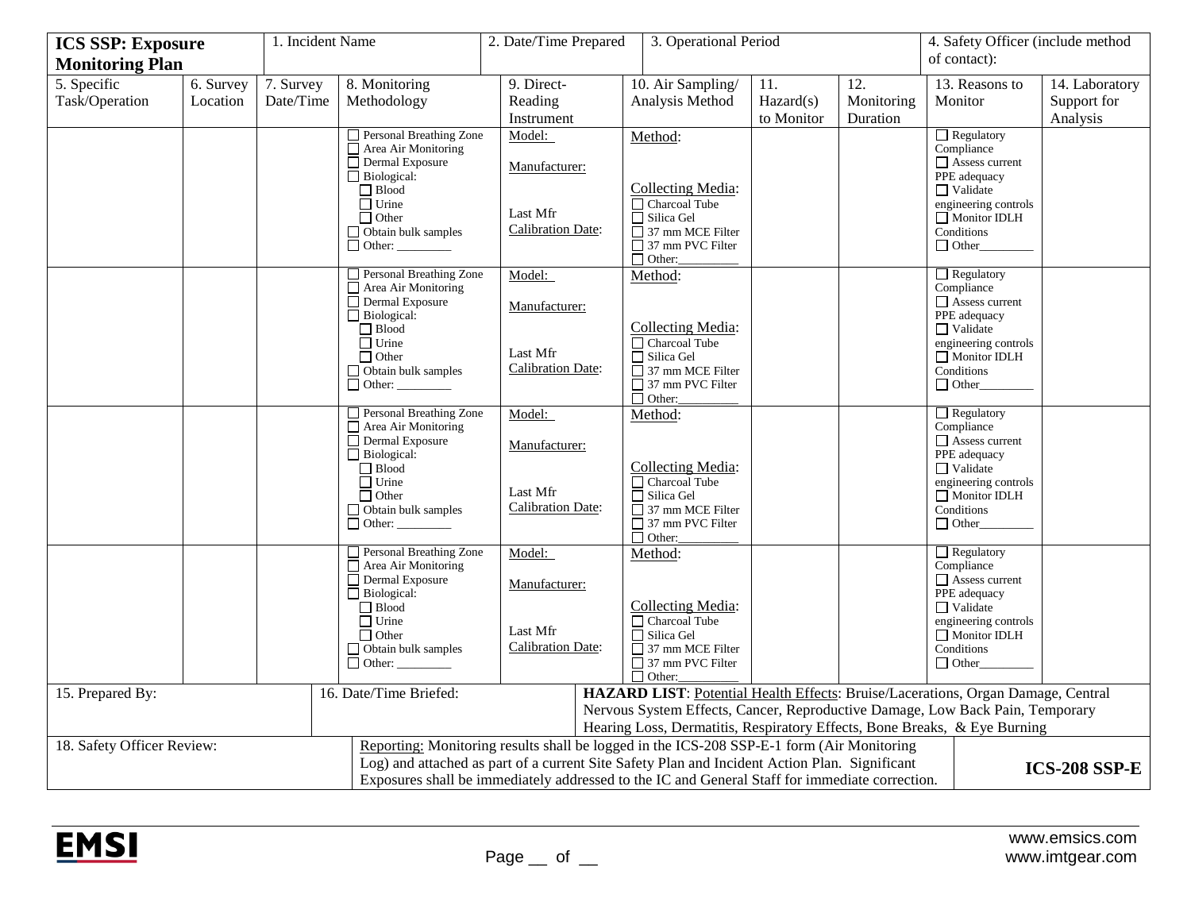| **ICS SSP: Exposure Monitoring Plan** | | 1. Incident Name | | 2. Date/Time Prepared | 3. Operational Period | | | 4. Safety Officer (include method of contact): | |
|---|---|---|---|---|---|---|---|---|---|
| 5. Specific Task/Operation | 6. Survey Location | 7. Survey Date/Time | 8. Monitoring Methodology | 9. Direct-Reading Instrument | 10. Air Sampling/ Analysis Method | 11. Hazard(s) to Monitor | 12. Monitoring Duration | 13. Reasons to Monitor | 14. Laboratory Support for Analysis |
| | | | ☐ Personal Breathing Zone<br>☐ Area Air Monitoring<br>☐ Dermal Exposure<br>☐ Biological:<br>☐ Blood<br>☐ Urine<br>☐ Other<br>☐ Obtain bulk samples<br>☐ Other: ________ | Model:<br><br>Manufacturer:<br><br>Last Mfr Calibration Date: | Method:<br><br>Collecting Media:<br>☐ Charcoal Tube<br>☐ Silica Gel<br>☐ 37 mm MCE Filter<br>☐ 37 mm PVC Filter<br>☐ Other:________ | | | ☐ Regulatory Compliance<br>☐ Assess current PPE adequacy<br>☐ Validate engineering controls<br>☐ Monitor IDLH Conditions<br>☐ Other________ | |
| | | | ☐ Personal Breathing Zone<br>☐ Area Air Monitoring<br>☐ Dermal Exposure<br>☐ Biological:<br>☐ Blood<br>☐ Urine<br>☐ Other<br>☐ Obtain bulk samples<br>☐ Other: ________ | Model:<br><br>Manufacturer:<br><br>Last Mfr Calibration Date: | Method:<br><br>Collecting Media:<br>☐ Charcoal Tube<br>☐ Silica Gel<br>☐ 37 mm MCE Filter<br>☐ 37 mm PVC Filter<br>☐ Other:________ | | | ☐ Regulatory Compliance<br>☐ Assess current PPE adequacy<br>☐ Validate engineering controls<br>☐ Monitor IDLH Conditions<br>☐ Other________ | |
| | | | ☐ Personal Breathing Zone<br>☐ Area Air Monitoring<br>☐ Dermal Exposure<br>☐ Biological:<br>☐ Blood<br>☐ Urine<br>☐ Other<br>☐ Obtain bulk samples<br>☐ Other: ________ | Model:<br><br>Manufacturer:<br><br>Last Mfr Calibration Date: | Method:<br><br>Collecting Media:<br>☐ Charcoal Tube<br>☐ Silica Gel<br>☐ 37 mm MCE Filter<br>☐ 37 mm PVC Filter<br>☐ Other:________ | | | ☐ Regulatory Compliance<br>☐ Assess current PPE adequacy<br>☐ Validate engineering controls<br>☐ Monitor IDLH Conditions<br>☐ Other________ | |
| | | | ☐ Personal Breathing Zone<br>☐ Area Air Monitoring<br>☐ Dermal Exposure<br>☐ Biological:<br>☐ Blood<br>☐ Urine<br>☐ Other<br>☐ Obtain bulk samples<br>☐ Other: ________ | Model:<br><br>Manufacturer:<br><br>Last Mfr Calibration Date: | Method:<br><br>Collecting Media:<br>☐ Charcoal Tube<br>☐ Silica Gel<br>☐ 37 mm MCE Filter<br>☐ 37 mm PVC Filter<br>☐ Other:________ | | | ☐ Regulatory Compliance<br>☐ Assess current PPE adequacy<br>☐ Validate engineering controls<br>☐ Monitor IDLH Conditions<br>☐ Other________ | |
| 15. Prepared By: | | | 16. Date/Time Briefed: | | **HAZARD LIST**: Potential Health Effects: Bruise/Lacerations, Organ Damage, Central Nervous System Effects, Cancer, Reproductive Damage, Low Back Pain, Temporary Hearing Loss, Dermatitis, Respiratory Effects, Bone Breaks, & Eye Burning | | | | |
| 18. Safety Officer Review: | | | Reporting: Monitoring results shall be logged in the ICS-208 SSP-E-1 form (Air Monitoring Log) and attached as part of a current Site Safety Plan and Incident Action Plan. Significant Exposures shall be immediately addressed to the IC and General Staff for immediate correction. | | | | | **ICS-208 SSP-E** | |

EMSI

www.emsics.com
www.imtgear.com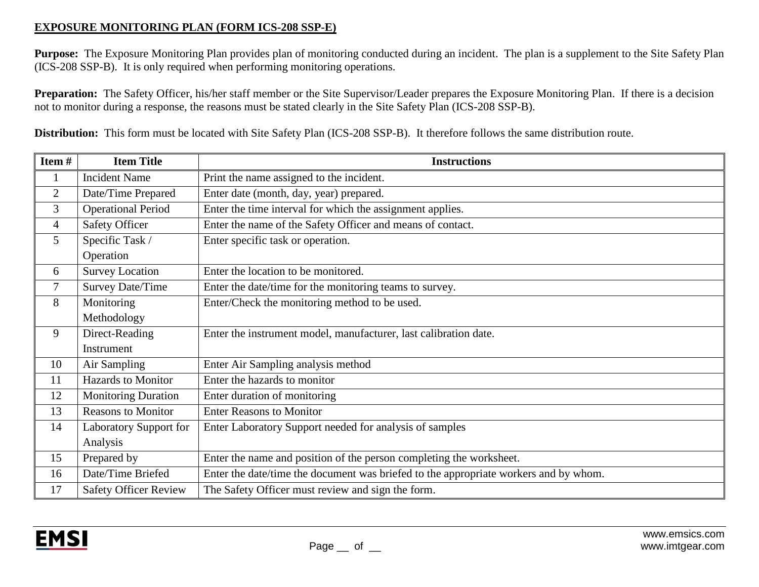# EXPOSURE MONITORING PLAN (FORM ICS-208 SSP-E)

**Purpose:** The Exposure Monitoring Plan provides plan of monitoring conducted during an incident. The plan is a supplement to the Site Safety Plan (ICS-208 SSP-B). It is only required when performing monitoring operations.

**Preparation:** The Safety Officer, his/her staff member or the Site Supervisor/Leader prepares the Exposure Monitoring Plan. If there is a decision not to monitor during a response, the reasons must be stated clearly in the Site Safety Plan (ICS-208 SSP-B).

**Distribution:** This form must be located with Site Safety Plan (ICS-208 SSP-B). It therefore follows the same distribution route.

| Item # | Item Title | Instructions |
|---|---|---|
| 1 | Incident Name | Print the name assigned to the incident. |
| 2 | Date/Time Prepared | Enter date (month, day, year) prepared. |
| 3 | Operational Period | Enter the time interval for which the assignment applies. |
| 4 | Safety Officer | Enter the name of the Safety Officer and means of contact. |
| 5 | Specific Task / Operation | Enter specific task or operation. |
| 6 | Survey Location | Enter the location to be monitored. |
| 7 | Survey Date/Time | Enter the date/time for the monitoring teams to survey. |
| 8 | Monitoring Methodology | Enter/Check the monitoring method to be used. |
| 9 | Direct-Reading Instrument | Enter the instrument model, manufacturer, last calibration date. |
| 10 | Air Sampling | Enter Air Sampling analysis method |
| 11 | Hazards to Monitor | Enter the hazards to monitor |
| 12 | Monitoring Duration | Enter duration of monitoring |
| 13 | Reasons to Monitor | Enter Reasons to Monitor |
| 14 | Laboratory Support for Analysis | Enter Laboratory Support needed for analysis of samples |
| 15 | Prepared by | Enter the name and position of the person completing the worksheet. |
| 16 | Date/Time Briefed | Enter the date/time the document was briefed to the appropriate workers and by whom. |
| 17 | Safety Officer Review | The Safety Officer must review and sign the form. |

EMSI

www.emsics.com
www.imtgear.com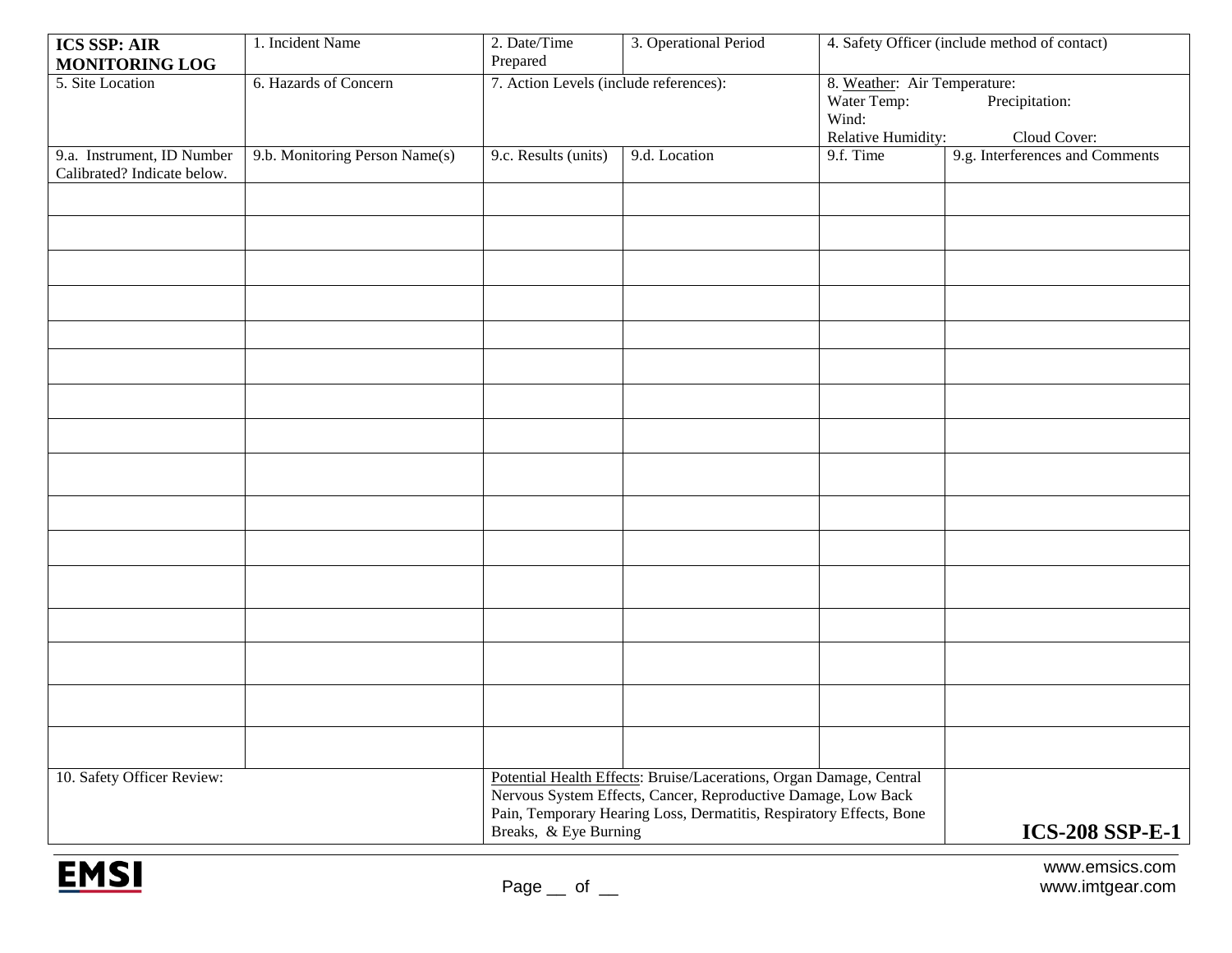| **ICS SSP: AIR MONITORING LOG** | 1. Incident Name | 2. Date/Time Prepared | 3. Operational Period | 4. Safety Officer (include method of contact) | |
|---|---|---|---|---|---|
| 5. Site Location | 6. Hazards of Concern | 7. Action Levels (include references): | | 8. Weather: Air Temperature:<br>Water Temp: Precipitation:<br>Wind:<br>Relative Humidity: Cloud Cover: | |
| 9.a. Instrument, ID Number Calibrated? Indicate below. | 9.b. Monitoring Person Name(s) | 9.c. Results (units) | 9.d. Location | 9.f. Time | 9.g. Interferences and Comments |
| | | | | | |
| | | | | | |
| | | | | | |
| | | | | | |
| | | | | | |
| | | | | | |
| | | | | | |
| | | | | | |
| | | | | | |
| | | | | | |
| | | | | | |
| | | | | | |
| | | | | | |
| | | | | | |
| | | | | | |
| | | | | | |
| 10. Safety Officer Review: | | Potential Health Effects: Bruise/Lacerations, Organ Damage, Central Nervous System Effects, Cancer, Reproductive Damage, Low Back Pain, Temporary Hearing Loss, Dermatitis, Respiratory Effects, Bone Breaks, & Eye Burning | | | **ICS-208 SSP-E-1** |

EMSI

Page __ of __

www.emsics.com
www.imtgear.com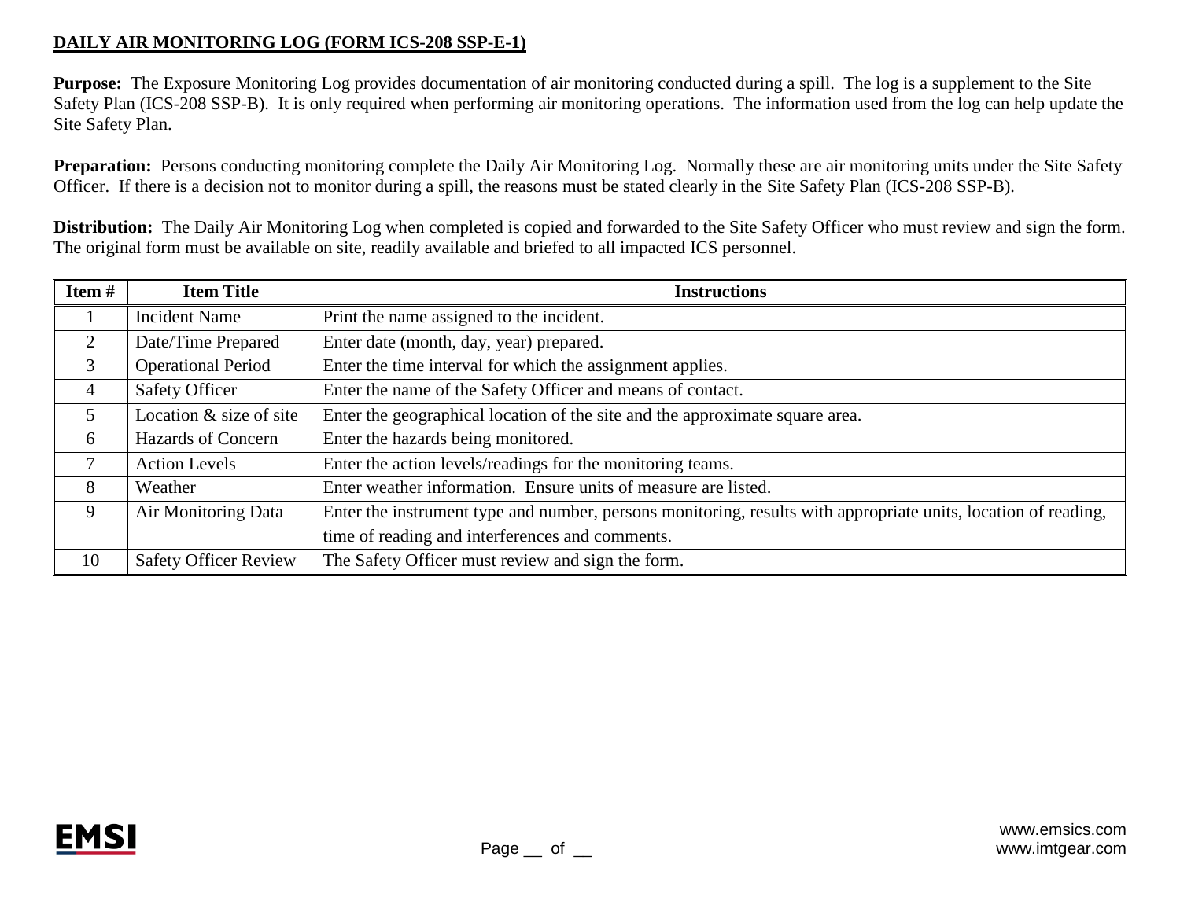## DAILY AIR MONITORING LOG (FORM ICS-208 SSP-E-1)

**Purpose:** The Exposure Monitoring Log provides documentation of air monitoring conducted during a spill. The log is a supplement to the Site Safety Plan (ICS-208 SSP-B). It is only required when performing air monitoring operations. The information used from the log can help update the Site Safety Plan.

**Preparation:** Persons conducting monitoring complete the Daily Air Monitoring Log. Normally these are air monitoring units under the Site Safety Officer. If there is a decision not to monitor during a spill, the reasons must be stated clearly in the Site Safety Plan (ICS-208 SSP-B).

**Distribution:** The Daily Air Monitoring Log when completed is copied and forwarded to the Site Safety Officer who must review and sign the form. The original form must be available on site, readily available and briefed to all impacted ICS personnel.

| Item # | Item Title | Instructions |
|---|---|---|
| 1 | Incident Name | Print the name assigned to the incident. |
| 2 | Date/Time Prepared | Enter date (month, day, year) prepared. |
| 3 | Operational Period | Enter the time interval for which the assignment applies. |
| 4 | Safety Officer | Enter the name of the Safety Officer and means of contact. |
| 5 | Location & size of site | Enter the geographical location of the site and the approximate square area. |
| 6 | Hazards of Concern | Enter the hazards being monitored. |
| 7 | Action Levels | Enter the action levels/readings for the monitoring teams. |
| 8 | Weather | Enter weather information. Ensure units of measure are listed. |
| 9 | Air Monitoring Data | Enter the instrument type and number, persons monitoring, results with appropriate units, location of reading, time of reading and interferences and comments. |
| 10 | Safety Officer Review | The Safety Officer must review and sign the form. |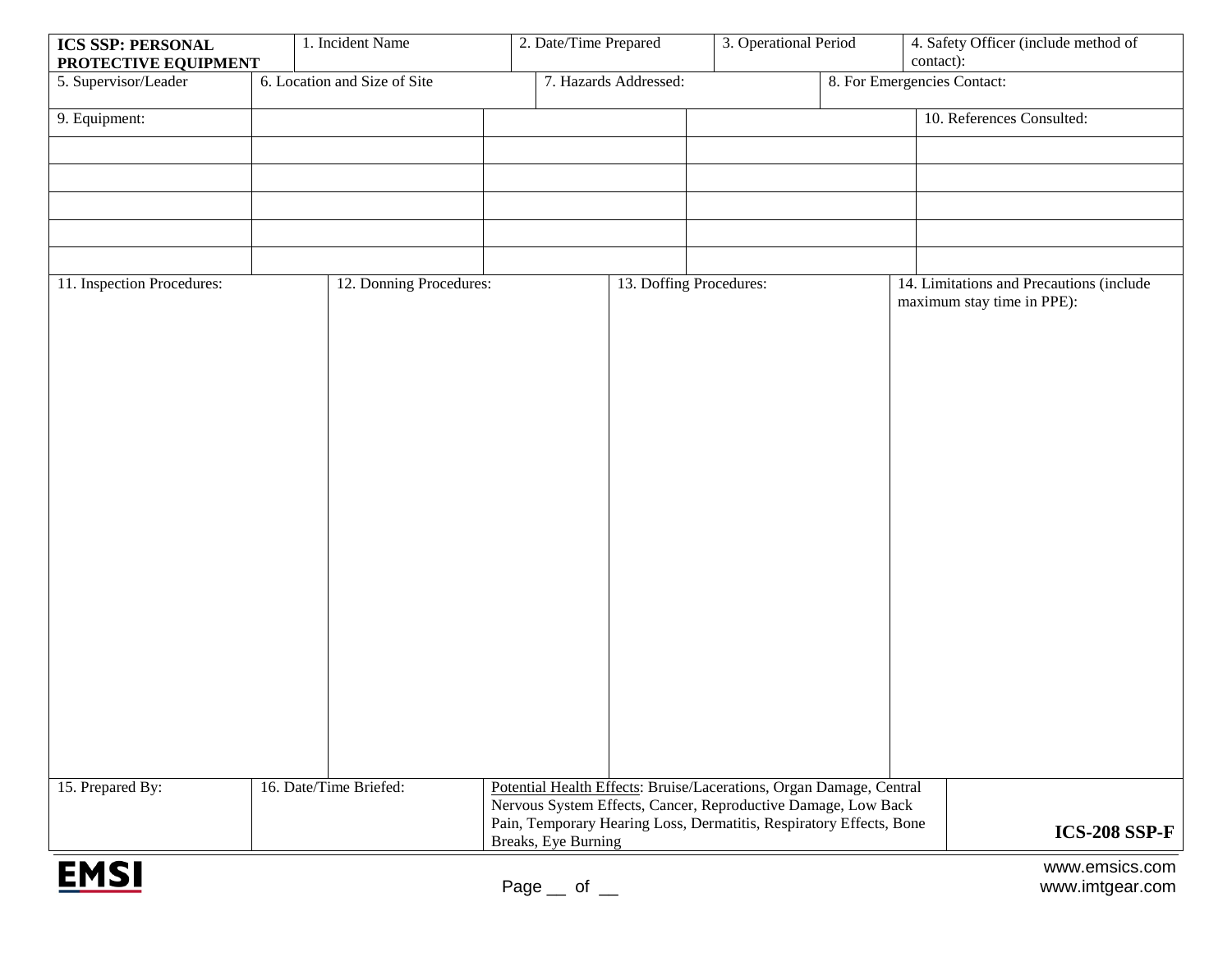| **ICS SSP: PERSONAL PROTECTIVE EQUIPMENT** | 1. Incident Name | 2. Date/Time Prepared | 3. Operational Period | 4. Safety Officer (include method of contact): |
|---|---|---|---|---|

| 5. Supervisor/Leader | 6. Location and Size of Site | 7. Hazards Addressed: | 8. For Emergencies Contact: |
|---|---|---|---|

| 9. Equipment: | | | | 10. References Consulted: |
|---|---|---|---|---|
| | | | | |
| | | | | |
| | | | | |
| | | | | |
| | | | | |

| 11. Inspection Procedures: | 12. Donning Procedures: | 13. Doffing Procedures: | 14. Limitations and Precautions (include maximum stay time in PPE): |
|---|---|---|---|
| | | | |

| 15. Prepared By: | 16. Date/Time Briefed: | Potential Health Effects: Bruise/Lacerations, Organ Damage, Central Nervous System Effects, Cancer, Reproductive Damage, Low Back Pain, Temporary Hearing Loss, Dermatitis, Respiratory Effects, Bone Breaks, Eye Burning | **ICS-208 SSP-F** |
|---|---|---|---|

EMSI

www.emsics.com
www.imtgear.com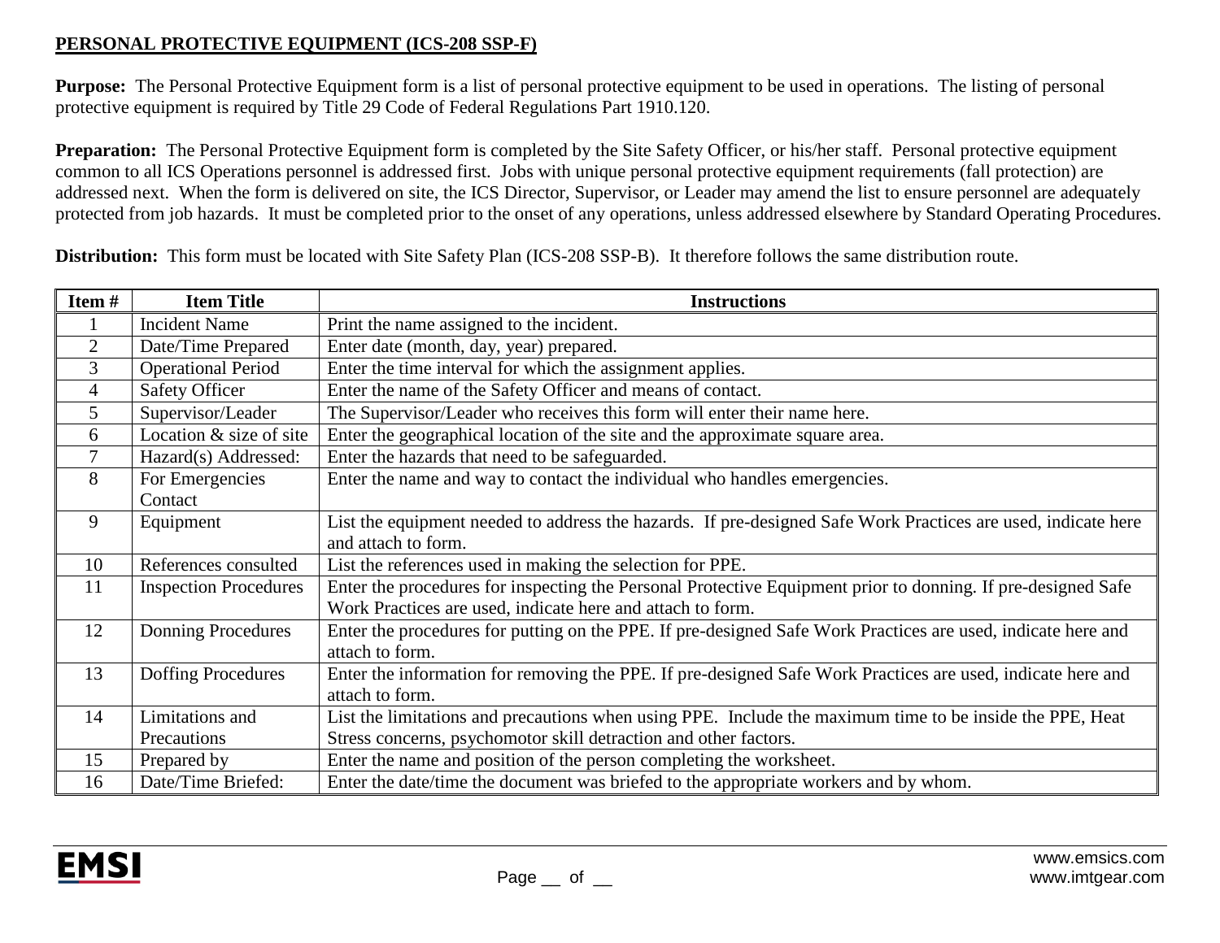**PERSONAL PROTECTIVE EQUIPMENT (ICS-208 SSP-F)**

**Purpose:** The Personal Protective Equipment form is a list of personal protective equipment to be used in operations. The listing of personal protective equipment is required by Title 29 Code of Federal Regulations Part 1910.120.

**Preparation:** The Personal Protective Equipment form is completed by the Site Safety Officer, or his/her staff. Personal protective equipment common to all ICS Operations personnel is addressed first. Jobs with unique personal protective equipment requirements (fall protection) are addressed next. When the form is delivered on site, the ICS Director, Supervisor, or Leader may amend the list to ensure personnel are adequately protected from job hazards. It must be completed prior to the onset of any operations, unless addressed elsewhere by Standard Operating Procedures.

**Distribution:** This form must be located with Site Safety Plan (ICS-208 SSP-B). It therefore follows the same distribution route.

| Item # | Item Title | Instructions |
|---|---|---|
| 1 | Incident Name | Print the name assigned to the incident. |
| 2 | Date/Time Prepared | Enter date (month, day, year) prepared. |
| 3 | Operational Period | Enter the time interval for which the assignment applies. |
| 4 | Safety Officer | Enter the name of the Safety Officer and means of contact. |
| 5 | Supervisor/Leader | The Supervisor/Leader who receives this form will enter their name here. |
| 6 | Location & size of site | Enter the geographical location of the site and the approximate square area. |
| 7 | Hazard(s) Addressed: | Enter the hazards that need to be safeguarded. |
| 8 | For Emergencies Contact | Enter the name and way to contact the individual who handles emergencies. |
| 9 | Equipment | List the equipment needed to address the hazards. If pre-designed Safe Work Practices are used, indicate here and attach to form. |
| 10 | References consulted | List the references used in making the selection for PPE. |
| 11 | Inspection Procedures | Enter the procedures for inspecting the Personal Protective Equipment prior to donning. If pre-designed Safe Work Practices are used, indicate here and attach to form. |
| 12 | Donning Procedures | Enter the procedures for putting on the PPE. If pre-designed Safe Work Practices are used, indicate here and attach to form. |
| 13 | Doffing Procedures | Enter the information for removing the PPE. If pre-designed Safe Work Practices are used, indicate here and attach to form. |
| 14 | Limitations and Precautions | List the limitations and precautions when using PPE. Include the maximum time to be inside the PPE, Heat Stress concerns, psychomotor skill detraction and other factors. |
| 15 | Prepared by | Enter the name and position of the person completing the worksheet. |
| 16 | Date/Time Briefed: | Enter the date/time the document was briefed to the appropriate workers and by whom. |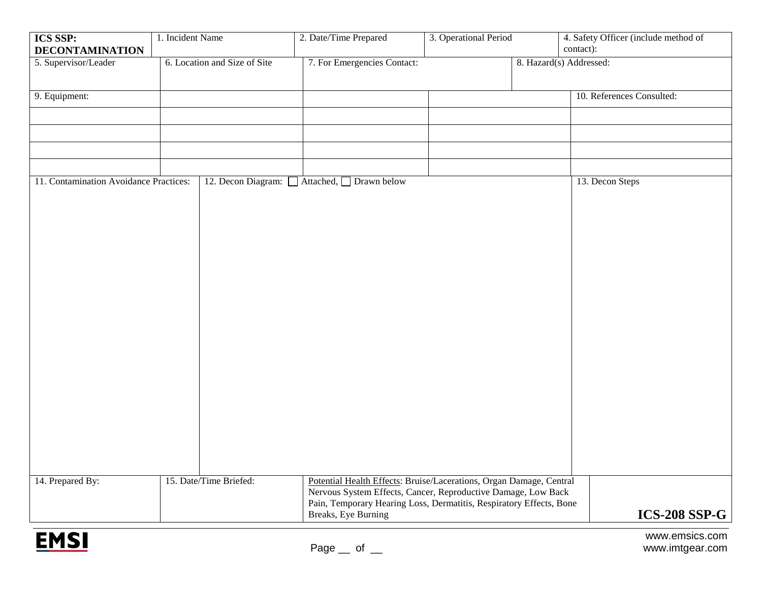| **ICS SSP: DECONTAMINATION** | 1. Incident Name | 2. Date/Time Prepared | 3. Operational Period | 4. Safety Officer (include method of contact): |
|---|---|---|---|---|

| 5. Supervisor/Leader | 6. Location and Size of Site | 7. For Emergencies Contact: | 8. Hazard(s) Addressed: |
|---|---|---|---|

| 9. Equipment: | | | | 10. References Consulted: |
|---|---|---|---|---|
| | | | | |
| | | | | |
| | | | | |
| | | | | |

| 11. Contamination Avoidance Practices: | 12. Decon Diagram: ☐ Attached, ☐ Drawn below | 13. Decon Steps |
|---|---|---|
| | | |

| 14. Prepared By: | 15. Date/Time Briefed: | Potential Health Effects: Bruise/Lacerations, Organ Damage, Central Nervous System Effects, Cancer, Reproductive Damage, Low Back Pain, Temporary Hearing Loss, Dermatitis, Respiratory Effects, Bone Breaks, Eye Burning | **ICS-208 SSP-G** |
|---|---|---|---|

EMSI

www.emsics.com
www.imtgear.com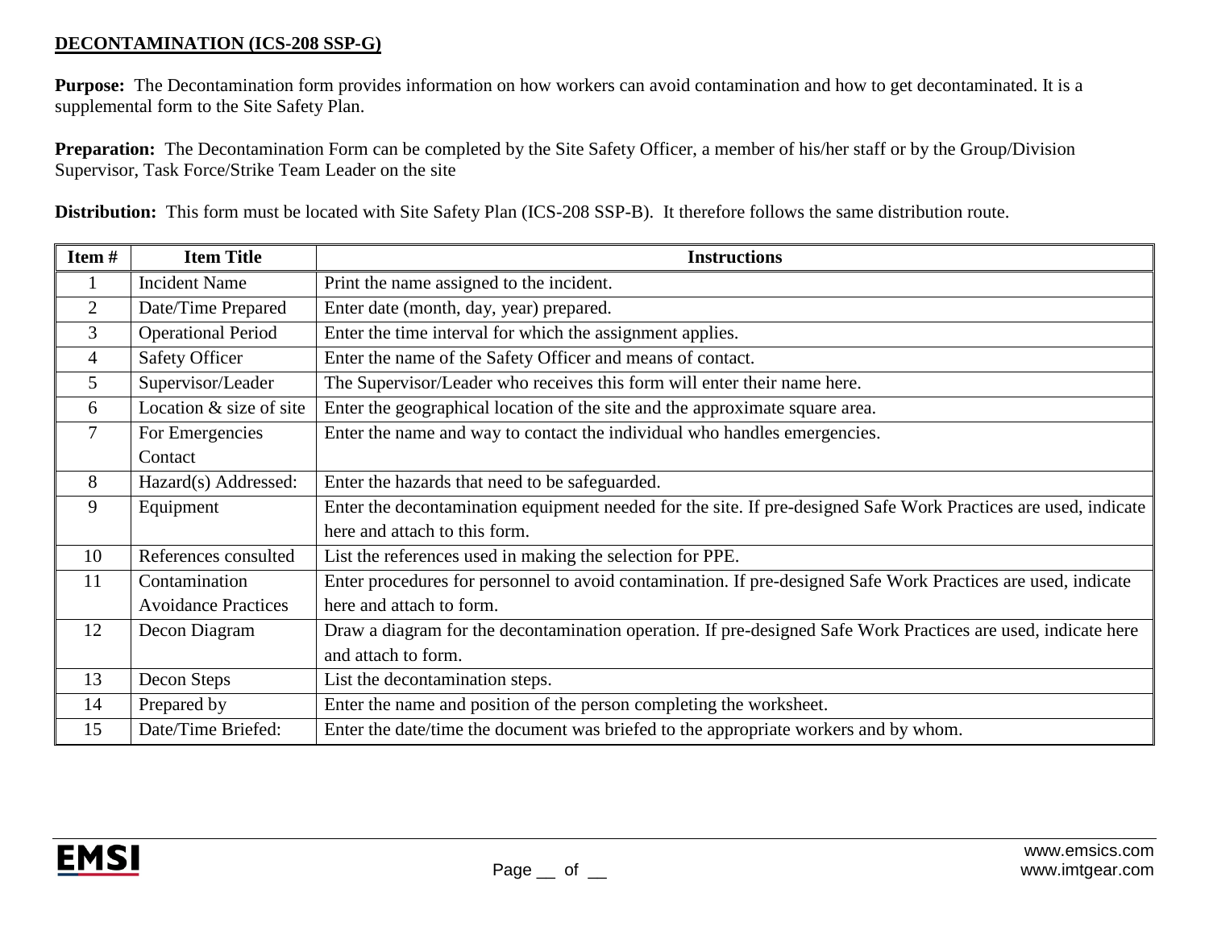## DECONTAMINATION (ICS-208 SSP-G)

**Purpose:** The Decontamination form provides information on how workers can avoid contamination and how to get decontaminated. It is a supplemental form to the Site Safety Plan.

**Preparation:** The Decontamination Form can be completed by the Site Safety Officer, a member of his/her staff or by the Group/Division Supervisor, Task Force/Strike Team Leader on the site

**Distribution:** This form must be located with Site Safety Plan (ICS-208 SSP-B). It therefore follows the same distribution route.

| Item # | Item Title | Instructions |
|---|---|---|
| 1 | Incident Name | Print the name assigned to the incident. |
| 2 | Date/Time Prepared | Enter date (month, day, year) prepared. |
| 3 | Operational Period | Enter the time interval for which the assignment applies. |
| 4 | Safety Officer | Enter the name of the Safety Officer and means of contact. |
| 5 | Supervisor/Leader | The Supervisor/Leader who receives this form will enter their name here. |
| 6 | Location & size of site | Enter the geographical location of the site and the approximate square area. |
| 7 | For Emergencies Contact | Enter the name and way to contact the individual who handles emergencies. |
| 8 | Hazard(s) Addressed: | Enter the hazards that need to be safeguarded. |
| 9 | Equipment | Enter the decontamination equipment needed for the site. If pre-designed Safe Work Practices are used, indicate here and attach to this form. |
| 10 | References consulted | List the references used in making the selection for PPE. |
| 11 | Contamination Avoidance Practices | Enter procedures for personnel to avoid contamination. If pre-designed Safe Work Practices are used, indicate here and attach to form. |
| 12 | Decon Diagram | Draw a diagram for the decontamination operation. If pre-designed Safe Work Practices are used, indicate here and attach to form. |
| 13 | Decon Steps | List the decontamination steps. |
| 14 | Prepared by | Enter the name and position of the person completing the worksheet. |
| 15 | Date/Time Briefed: | Enter the date/time the document was briefed to the appropriate workers and by whom. |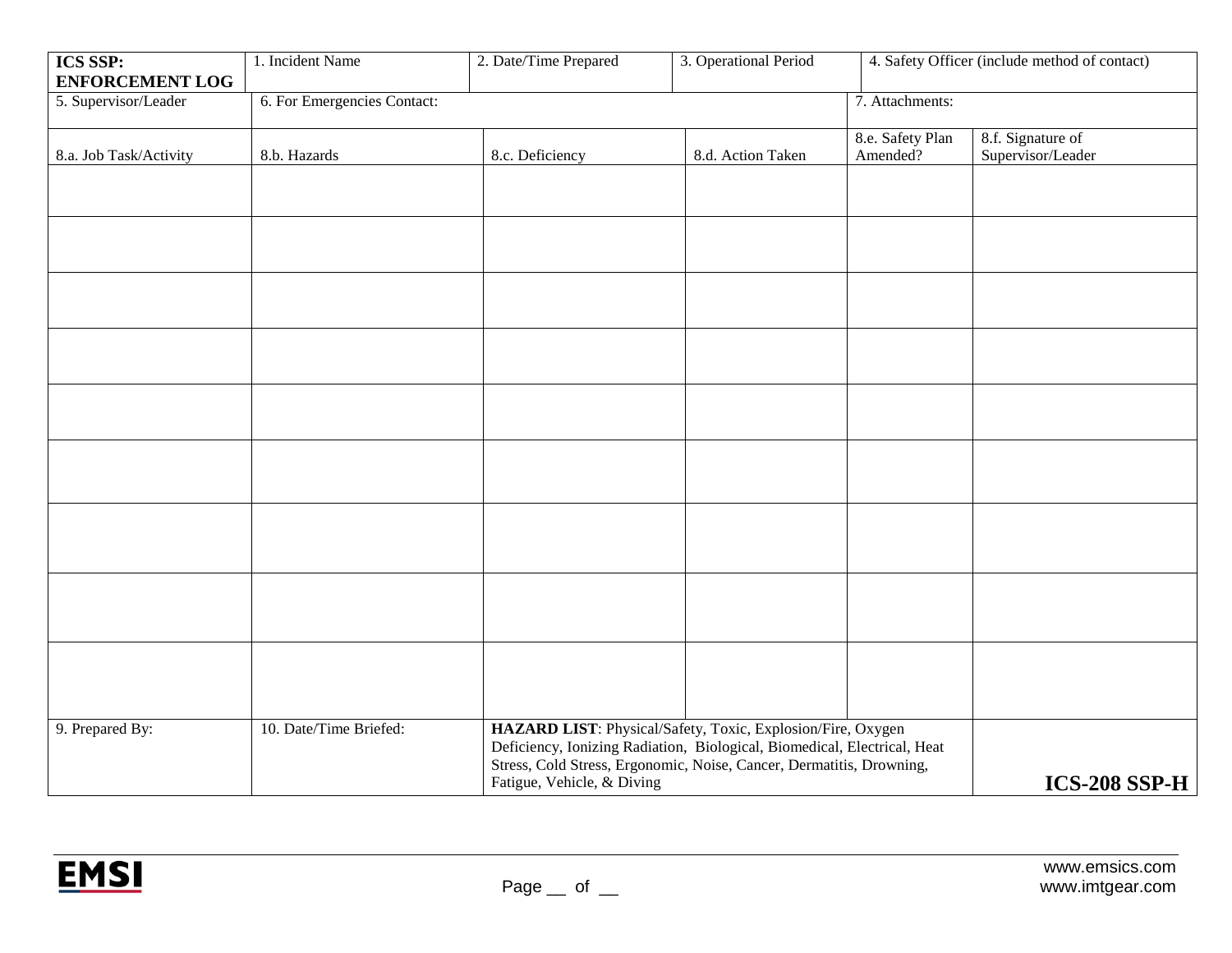| **ICS SSP: ENFORCEMENT LOG** | 1. Incident Name | 2. Date/Time Prepared | 3. Operational Period | 4. Safety Officer (include method of contact) | |
|---|---|---|---|---|---|
| 5. Supervisor/Leader | 6. For Emergencies Contact: | | | 7. Attachments: | |
| 8.a. Job Task/Activity | 8.b. Hazards | 8.c. Deficiency | 8.d. Action Taken | 8.e. Safety Plan Amended? | 8.f. Signature of Supervisor/Leader |
| | | | | | |
| | | | | | |
| | | | | | |
| | | | | | |
| | | | | | |
| | | | | | |
| | | | | | |
| | | | | | |
| | | | | | |
| 9. Prepared By: | 10. Date/Time Briefed: | **HAZARD LIST**: Physical/Safety, Toxic, Explosion/Fire, Oxygen Deficiency, Ionizing Radiation, Biological, Biomedical, Electrical, Heat Stress, Cold Stress, Ergonomic, Noise, Cancer, Dermatitis, Drowning, Fatigue, Vehicle, & Diving | | | **ICS-208 SSP-H** |

EMSI

Page __ of __

www.emsics.com
www.imtgear.com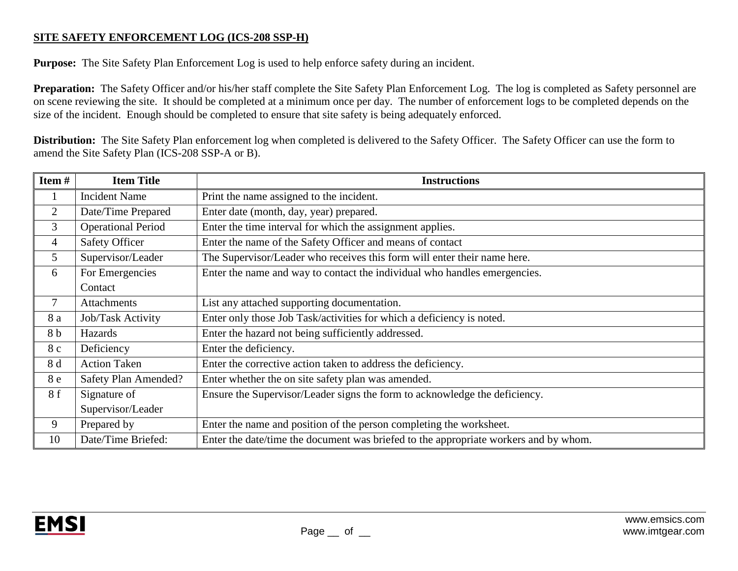**SITE SAFETY ENFORCEMENT LOG (ICS-208 SSP-H)**

**Purpose:** The Site Safety Plan Enforcement Log is used to help enforce safety during an incident.

**Preparation:** The Safety Officer and/or his/her staff complete the Site Safety Plan Enforcement Log. The log is completed as Safety personnel are on scene reviewing the site. It should be completed at a minimum once per day. The number of enforcement logs to be completed depends on the size of the incident. Enough should be completed to ensure that site safety is being adequately enforced.

**Distribution:** The Site Safety Plan enforcement log when completed is delivered to the Safety Officer. The Safety Officer can use the form to amend the Site Safety Plan (ICS-208 SSP-A or B).

| Item # | Item Title | Instructions |
|---|---|---|
| 1 | Incident Name | Print the name assigned to the incident. |
| 2 | Date/Time Prepared | Enter date (month, day, year) prepared. |
| 3 | Operational Period | Enter the time interval for which the assignment applies. |
| 4 | Safety Officer | Enter the name of the Safety Officer and means of contact |
| 5 | Supervisor/Leader | The Supervisor/Leader who receives this form will enter their name here. |
| 6 | For Emergencies Contact | Enter the name and way to contact the individual who handles emergencies. |
| 7 | Attachments | List any attached supporting documentation. |
| 8 a | Job/Task Activity | Enter only those Job Task/activities for which a deficiency is noted. |
| 8 b | Hazards | Enter the hazard not being sufficiently addressed. |
| 8 c | Deficiency | Enter the deficiency. |
| 8 d | Action Taken | Enter the corrective action taken to address the deficiency. |
| 8 e | Safety Plan Amended? | Enter whether the on site safety plan was amended. |
| 8 f | Signature of Supervisor/Leader | Ensure the Supervisor/Leader signs the form to acknowledge the deficiency. |
| 9 | Prepared by | Enter the name and position of the person completing the worksheet. |
| 10 | Date/Time Briefed: | Enter the date/time the document was briefed to the appropriate workers and by whom. |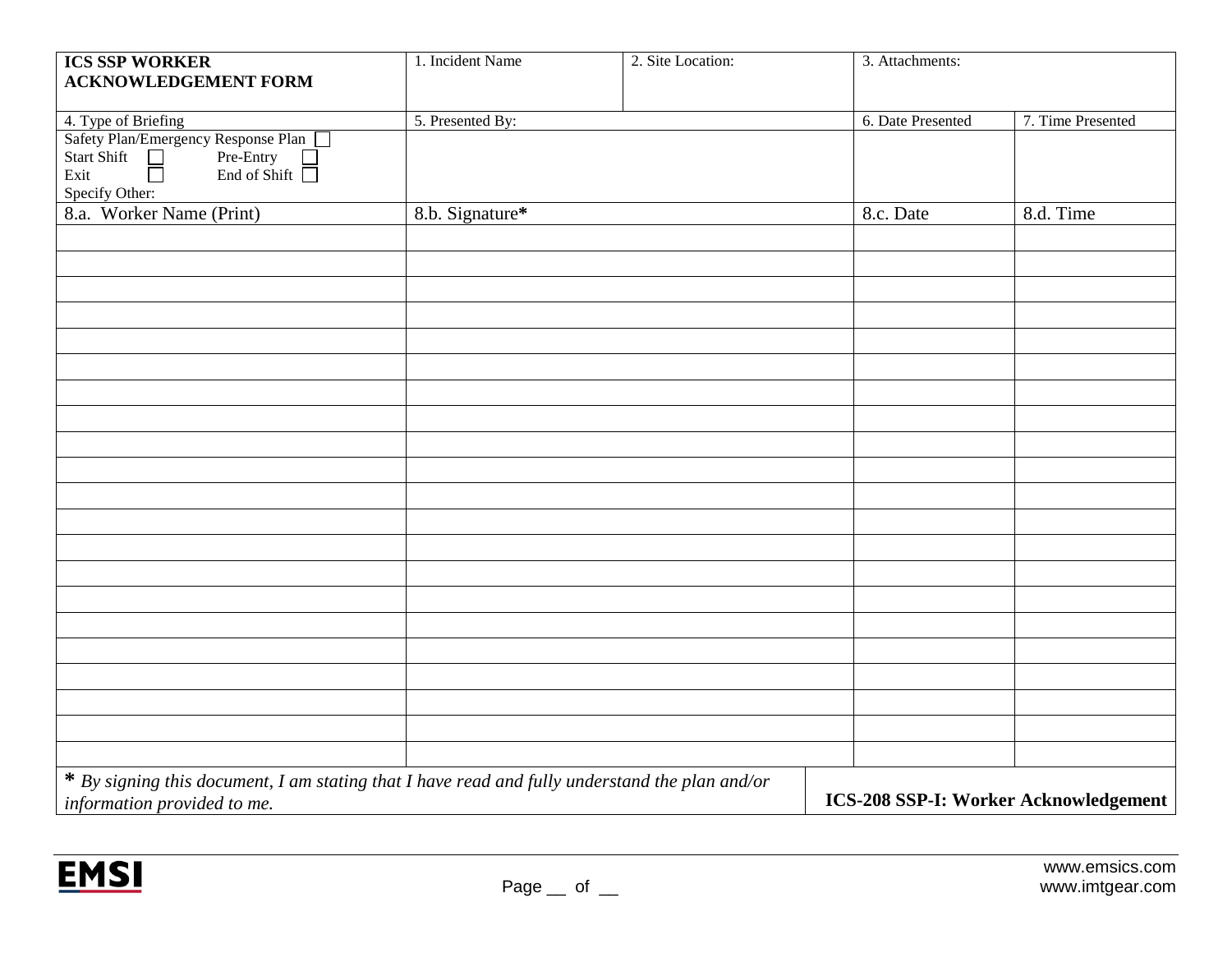| **ICS SSP WORKER ACKNOWLEDGEMENT FORM** | 1. Incident Name | 2. Site Location: | 3. Attachments: | |
|---|---|---|---|---|
| 4. Type of Briefing | 5. Presented By: | | 6. Date Presented | 7. Time Presented |
| Safety Plan/Emergency Response Plan ☐<br>Start Shift ☐ Pre-Entry ☐<br>Exit ☐ End of Shift ☐<br>Specify Other: | | | | |
| 8.a. Worker Name (Print) | 8.b. Signature* | | 8.c. Date | 8.d. Time |
| | | | | |
| | | | | |
| | | | | |
| | | | | |
| | | | | |
| | | | | |
| | | | | |
| | | | | |
| | | | | |
| | | | | |
| | | | | |
| | | | | |
| | | | | |
| | | | | |
| | | | | |
| | | | | |
| | | | | |
| | | | | |
| | | | | |
| | | | | |
| | | | | |
| * *By signing this document, I am stating that I have read and fully understand the plan and/or information provided to me.* | | | **ICS-208 SSP-I: Worker Acknowledgement** | |

EMSI

Page __ of __

www.emsics.com
www.imtgear.com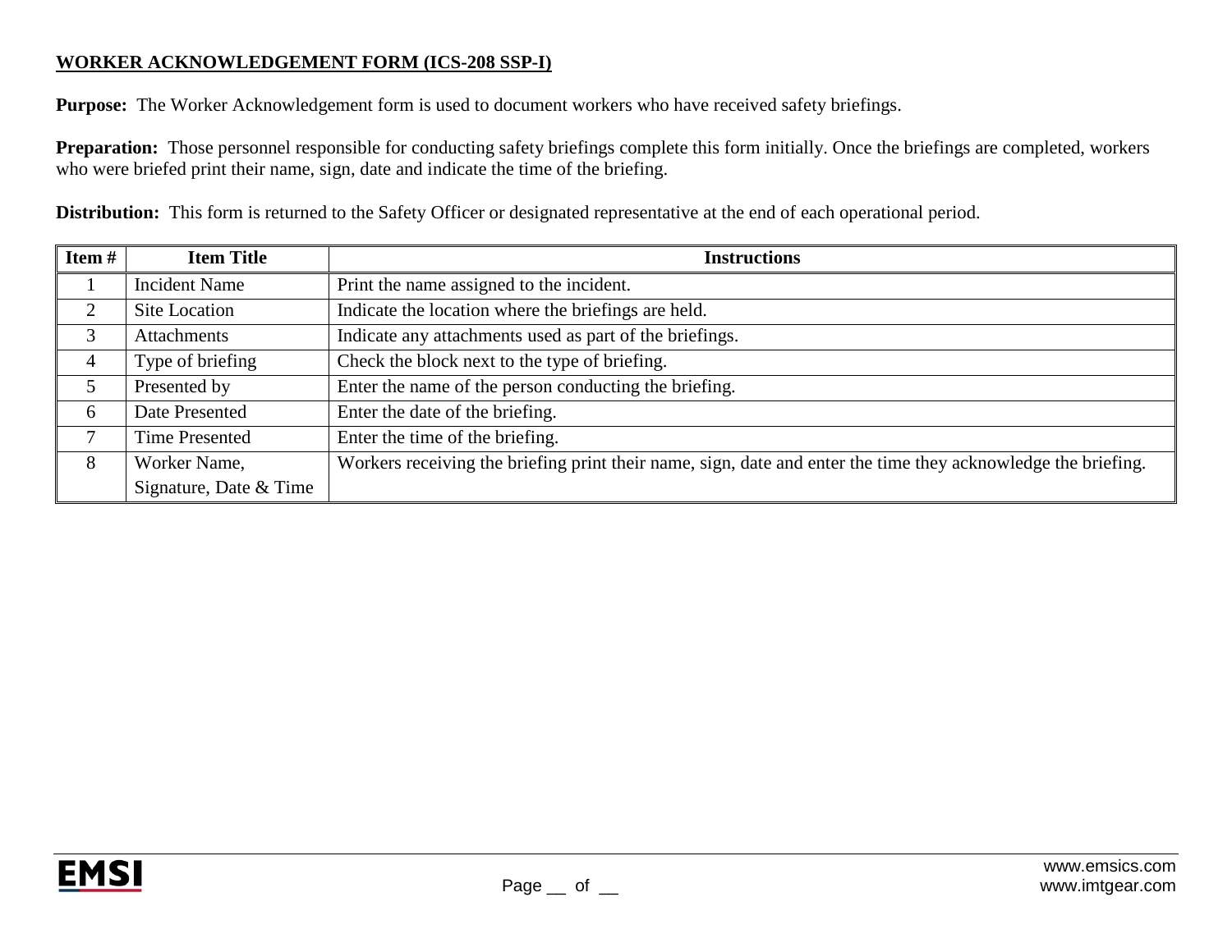**WORKER ACKNOWLEDGEMENT FORM (ICS-208 SSP-I)**

**Purpose:** The Worker Acknowledgement form is used to document workers who have received safety briefings.

**Preparation:** Those personnel responsible for conducting safety briefings complete this form initially. Once the briefings are completed, workers who were briefed print their name, sign, date and indicate the time of the briefing.

**Distribution:** This form is returned to the Safety Officer or designated representative at the end of each operational period.

| Item # | Item Title | Instructions |
| --- | --- | --- |
| 1 | Incident Name | Print the name assigned to the incident. |
| 2 | Site Location | Indicate the location where the briefings are held. |
| 3 | Attachments | Indicate any attachments used as part of the briefings. |
| 4 | Type of briefing | Check the block next to the type of briefing. |
| 5 | Presented by | Enter the name of the person conducting the briefing. |
| 6 | Date Presented | Enter the date of the briefing. |
| 7 | Time Presented | Enter the time of the briefing. |
| 8 | Worker Name, Signature, Date & Time | Workers receiving the briefing print their name, sign, date and enter the time they acknowledge the briefing. |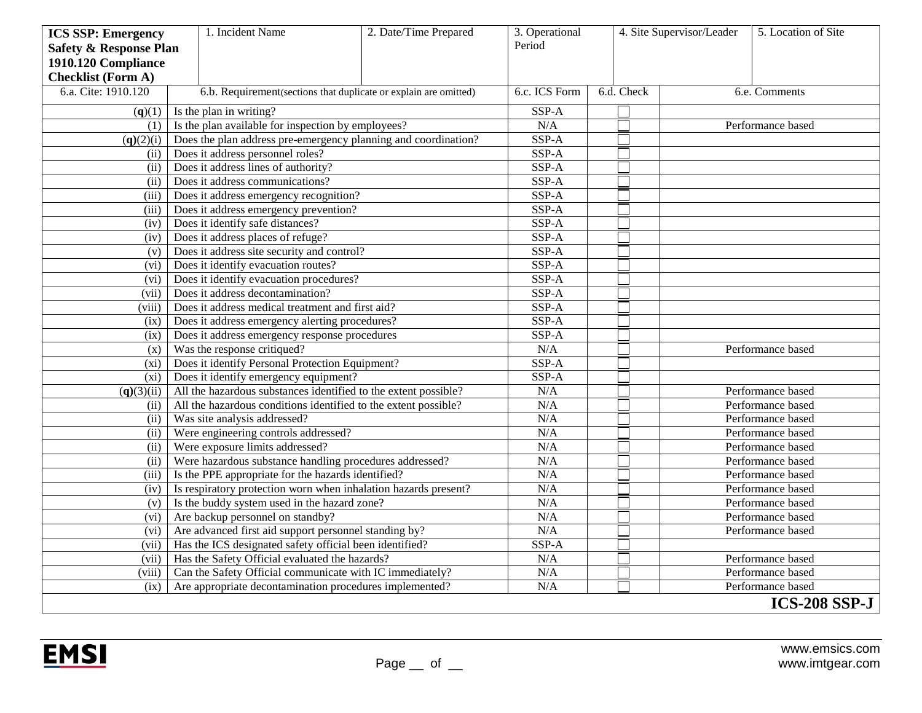| **ICS SSP: Emergency Safety & Response Plan 1910.120 Compliance Checklist (Form A)** | 1. Incident Name | 2. Date/Time Prepared | 3. Operational Period | 4. Site Supervisor/Leader | 5. Location of Site |
|---|---|---|---|---|---|

| 6.a. Cite: 1910.120 | 6.b. Requirement(sections that duplicate or explain are omitted) | 6.c. ICS Form | 6.d. Check | 6.e. Comments |
|---|---|---|---|---|
| (**q**)(1) | Is the plan in writing? | SSP-A | ☐ | |
| (1) | Is the plan available for inspection by employees? | N/A | ☐ | Performance based |
| (**q**)(2)(i) | Does the plan address pre-emergency planning and coordination? | SSP-A | ☐ | |
| (ii) | Does it address personnel roles? | SSP-A | ☐ | |
| (ii) | Does it address lines of authority? | SSP-A | ☐ | |
| (ii) | Does it address communications? | SSP-A | ☐ | |
| (iii) | Does it address emergency recognition? | SSP-A | ☐ | |
| (iii) | Does it address emergency prevention? | SSP-A | ☐ | |
| (iv) | Does it identify safe distances? | SSP-A | ☐ | |
| (iv) | Does it address places of refuge? | SSP-A | ☐ | |
| (v) | Does it address site security and control? | SSP-A | ☐ | |
| (vi) | Does it identify evacuation routes? | SSP-A | ☐ | |
| (vi) | Does it identify evacuation procedures? | SSP-A | ☐ | |
| (vii) | Does it address decontamination? | SSP-A | ☐ | |
| (viii) | Does it address medical treatment and first aid? | SSP-A | ☐ | |
| (ix) | Does it address emergency alerting procedures? | SSP-A | ☐ | |
| (ix) | Does it address emergency response procedures | SSP-A | ☐ | |
| (x) | Was the response critiqued? | N/A | ☐ | Performance based |
| (xi) | Does it identify Personal Protection Equipment? | SSP-A | ☐ | |
| (xi) | Does it identify emergency equipment? | SSP-A | ☐ | |
| (**q**)(3)(ii) | All the hazardous substances identified to the extent possible? | N/A | ☐ | Performance based |
| (ii) | All the hazardous conditions identified to the extent possible? | N/A | ☐ | Performance based |
| (ii) | Was site analysis addressed? | N/A | ☐ | Performance based |
| (ii) | Were engineering controls addressed? | N/A | ☐ | Performance based |
| (ii) | Were exposure limits addressed? | N/A | ☐ | Performance based |
| (ii) | Were hazardous substance handling procedures addressed? | N/A | ☐ | Performance based |
| (iii) | Is the PPE appropriate for the hazards identified? | N/A | ☐ | Performance based |
| (iv) | Is respiratory protection worn when inhalation hazards present? | N/A | ☐ | Performance based |
| (v) | Is the buddy system used in the hazard zone? | N/A | ☐ | Performance based |
| (vi) | Are backup personnel on standby? | N/A | ☐ | Performance based |
| (vi) | Are advanced first aid support personnel standing by? | N/A | ☐ | Performance based |
| (vii) | Has the ICS designated safety official been identified? | SSP-A | ☐ | |
| (vii) | Has the Safety Official evaluated the hazards? | N/A | ☐ | Performance based |
| (viii) | Can the Safety Official communicate with IC immediately? | N/A | ☐ | Performance based |
| (ix) | Are appropriate decontamination procedures implemented? | N/A | ☐ | Performance based |

**ICS-208 SSP-J**

EMSI

Page __ of __

www.emsics.com
www.imtgear.com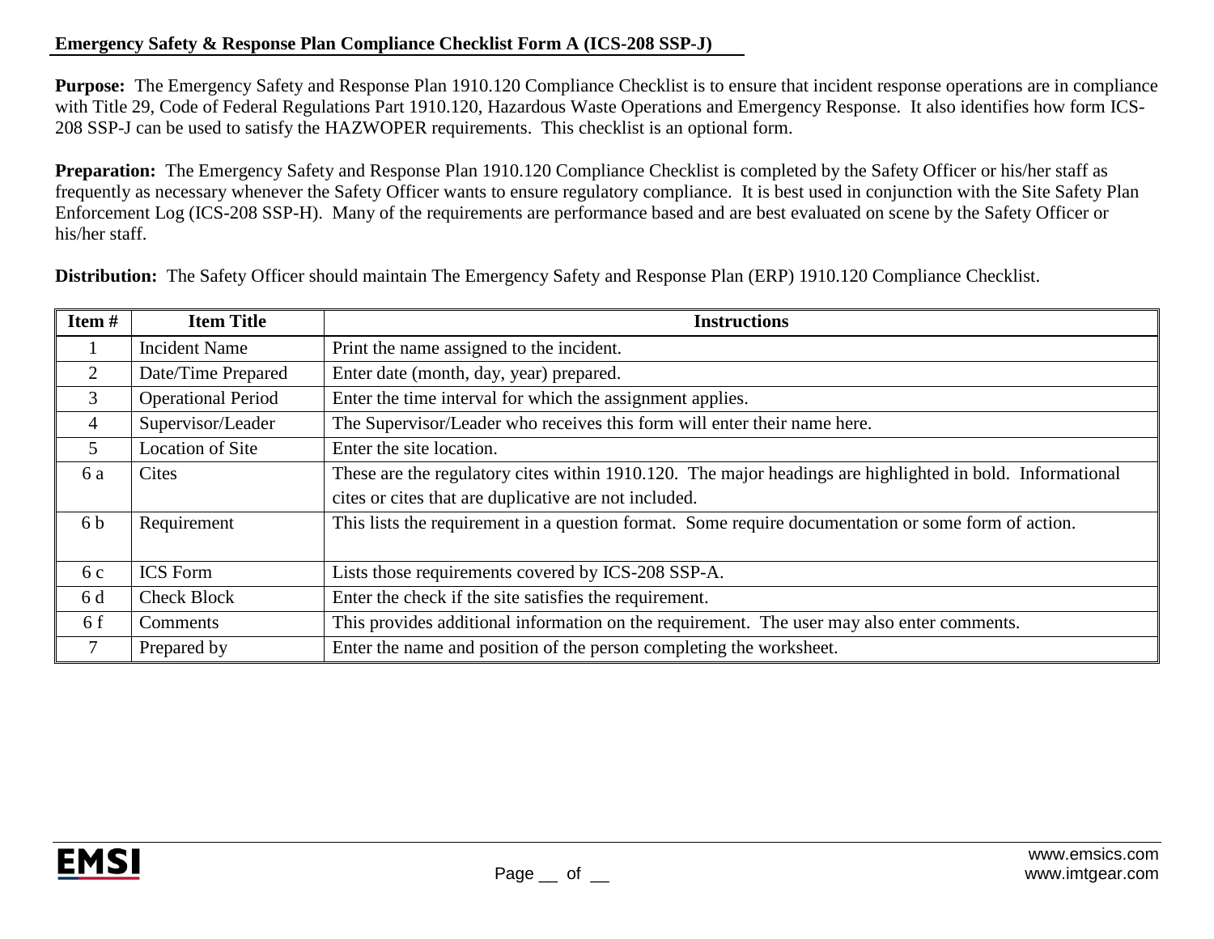**Emergency Safety & Response Plan Compliance Checklist Form A (ICS-208 SSP-J)**

**Purpose:** The Emergency Safety and Response Plan 1910.120 Compliance Checklist is to ensure that incident response operations are in compliance with Title 29, Code of Federal Regulations Part 1910.120, Hazardous Waste Operations and Emergency Response. It also identifies how form ICS-208 SSP-J can be used to satisfy the HAZWOPER requirements. This checklist is an optional form.

**Preparation:** The Emergency Safety and Response Plan 1910.120 Compliance Checklist is completed by the Safety Officer or his/her staff as frequently as necessary whenever the Safety Officer wants to ensure regulatory compliance. It is best used in conjunction with the Site Safety Plan Enforcement Log (ICS-208 SSP-H). Many of the requirements are performance based and are best evaluated on scene by the Safety Officer or his/her staff.

**Distribution:** The Safety Officer should maintain The Emergency Safety and Response Plan (ERP) 1910.120 Compliance Checklist.

| Item # | Item Title | Instructions |
|---|---|---|
| 1 | Incident Name | Print the name assigned to the incident. |
| 2 | Date/Time Prepared | Enter date (month, day, year) prepared. |
| 3 | Operational Period | Enter the time interval for which the assignment applies. |
| 4 | Supervisor/Leader | The Supervisor/Leader who receives this form will enter their name here. |
| 5 | Location of Site | Enter the site location. |
| 6 a | Cites | These are the regulatory cites within 1910.120. The major headings are highlighted in bold. Informational cites or cites that are duplicative are not included. |
| 6 b | Requirement | This lists the requirement in a question format. Some require documentation or some form of action. |
| 6 c | ICS Form | Lists those requirements covered by ICS-208 SSP-A. |
| 6 d | Check Block | Enter the check if the site satisfies the requirement. |
| 6 f | Comments | This provides additional information on the requirement. The user may also enter comments. |
| 7 | Prepared by | Enter the name and position of the person completing the worksheet. |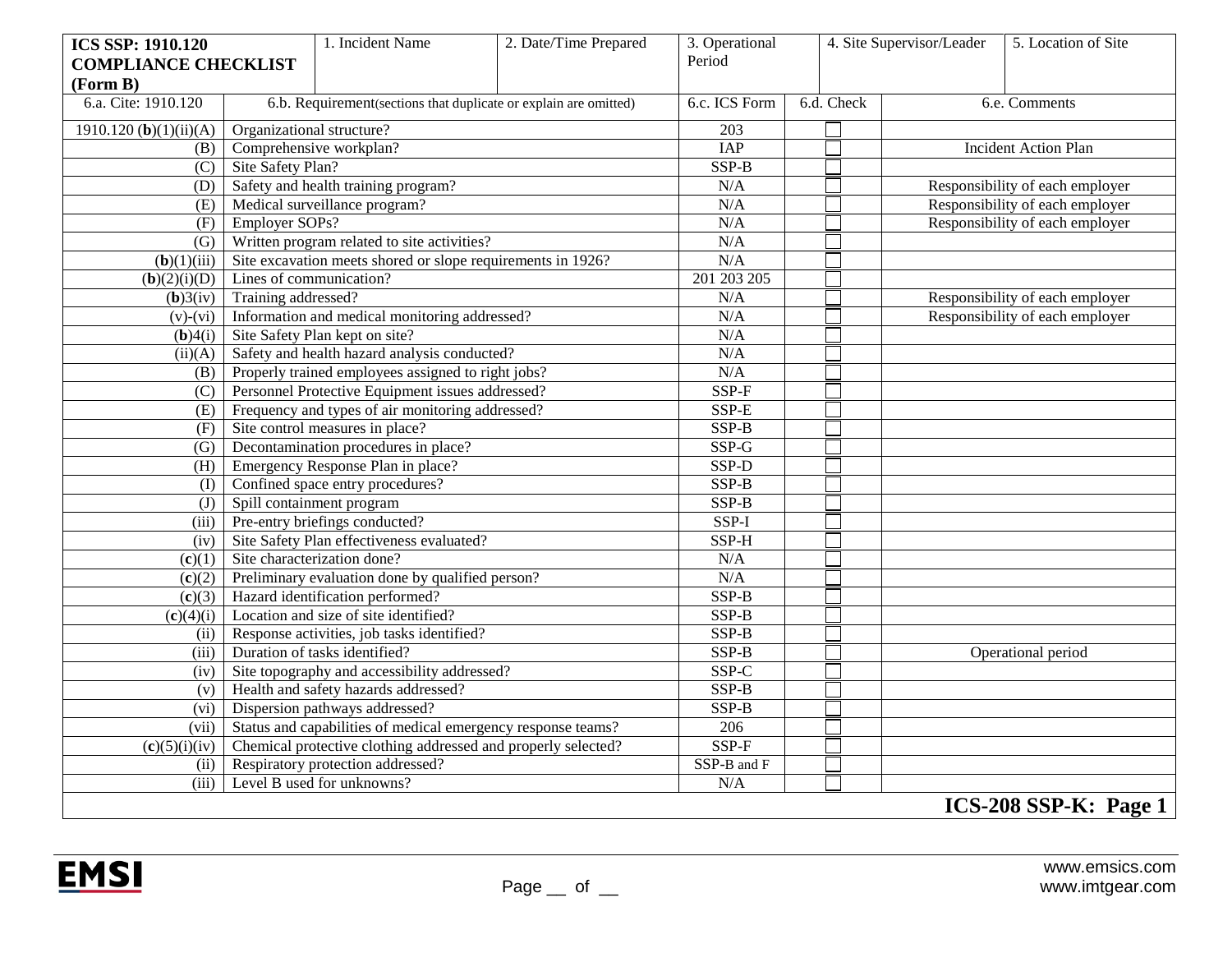| **ICS SSP: 1910.120 COMPLIANCE CHECKLIST (Form B)** | 1. Incident Name | 2. Date/Time Prepared | 3. Operational Period | 4. Site Supervisor/Leader | 5. Location of Site |
|---|---|---|---|---|---|

| 6.a. Cite: 1910.120 | 6.b. Requirement(sections that duplicate or explain are omitted) | 6.c. ICS Form | 6.d. Check | 6.e. Comments |
|---|---|---|---|---|
| 1910.120 (**b**)(1)(ii)(A) | Organizational structure? | 203 | ☐ | |
| (B) | Comprehensive workplan? | IAP | ☐ | Incident Action Plan |
| (C) | Site Safety Plan? | SSP-B | ☐ | |
| (D) | Safety and health training program? | N/A | ☐ | Responsibility of each employer |
| (E) | Medical surveillance program? | N/A | ☐ | Responsibility of each employer |
| (F) | Employer SOPs? | N/A | ☐ | Responsibility of each employer |
| (G) | Written program related to site activities? | N/A | ☐ | |
| (**b**)(1)(iii) | Site excavation meets shored or slope requirements in 1926? | N/A | ☐ | |
| (**b**)(2)(i)(D) | Lines of communication? | 201 203 205 | ☐ | |
| (**b**)3(iv) | Training addressed? | N/A | ☐ | Responsibility of each employer |
| (v)-(vi) | Information and medical monitoring addressed? | N/A | ☐ | Responsibility of each employer |
| (**b**)4(i) | Site Safety Plan kept on site? | N/A | ☐ | |
| (ii)(A) | Safety and health hazard analysis conducted? | N/A | ☐ | |
| (B) | Properly trained employees assigned to right jobs? | N/A | ☐ | |
| (C) | Personnel Protective Equipment issues addressed? | SSP-F | ☐ | |
| (E) | Frequency and types of air monitoring addressed? | SSP-E | ☐ | |
| (F) | Site control measures in place? | SSP-B | ☐ | |
| (G) | Decontamination procedures in place? | SSP-G | ☐ | |
| (H) | Emergency Response Plan in place? | SSP-D | ☐ | |
| (I) | Confined space entry procedures? | SSP-B | ☐ | |
| (J) | Spill containment program | SSP-B | ☐ | |
| (iii) | Pre-entry briefings conducted? | SSP-I | ☐ | |
| (iv) | Site Safety Plan effectiveness evaluated? | SSP-H | ☐ | |
| (**c**)(1) | Site characterization done? | N/A | ☐ | |
| (**c**)(2) | Preliminary evaluation done by qualified person? | N/A | ☐ | |
| (**c**)(3) | Hazard identification performed? | SSP-B | ☐ | |
| (**c**)(4)(i) | Location and size of site identified? | SSP-B | ☐ | |
| (ii) | Response activities, job tasks identified? | SSP-B | ☐ | |
| (iii) | Duration of tasks identified? | SSP-B | ☐ | Operational period |
| (iv) | Site topography and accessibility addressed? | SSP-C | ☐ | |
| (v) | Health and safety hazards addressed? | SSP-B | ☐ | |
| (vi) | Dispersion pathways addressed? | SSP-B | ☐ | |
| (vii) | Status and capabilities of medical emergency response teams? | 206 | ☐ | |
| (**c**)(5)(i)(iv) | Chemical protective clothing addressed and properly selected? | SSP-F | ☐ | |
| (ii) | Respiratory protection addressed? | SSP-B and F | ☐ | |
| (iii) | Level B used for unknowns? | N/A | ☐ | |

**ICS-208 SSP-K: Page 1**

Page __ of __

www.emsics.com
www.imtgear.com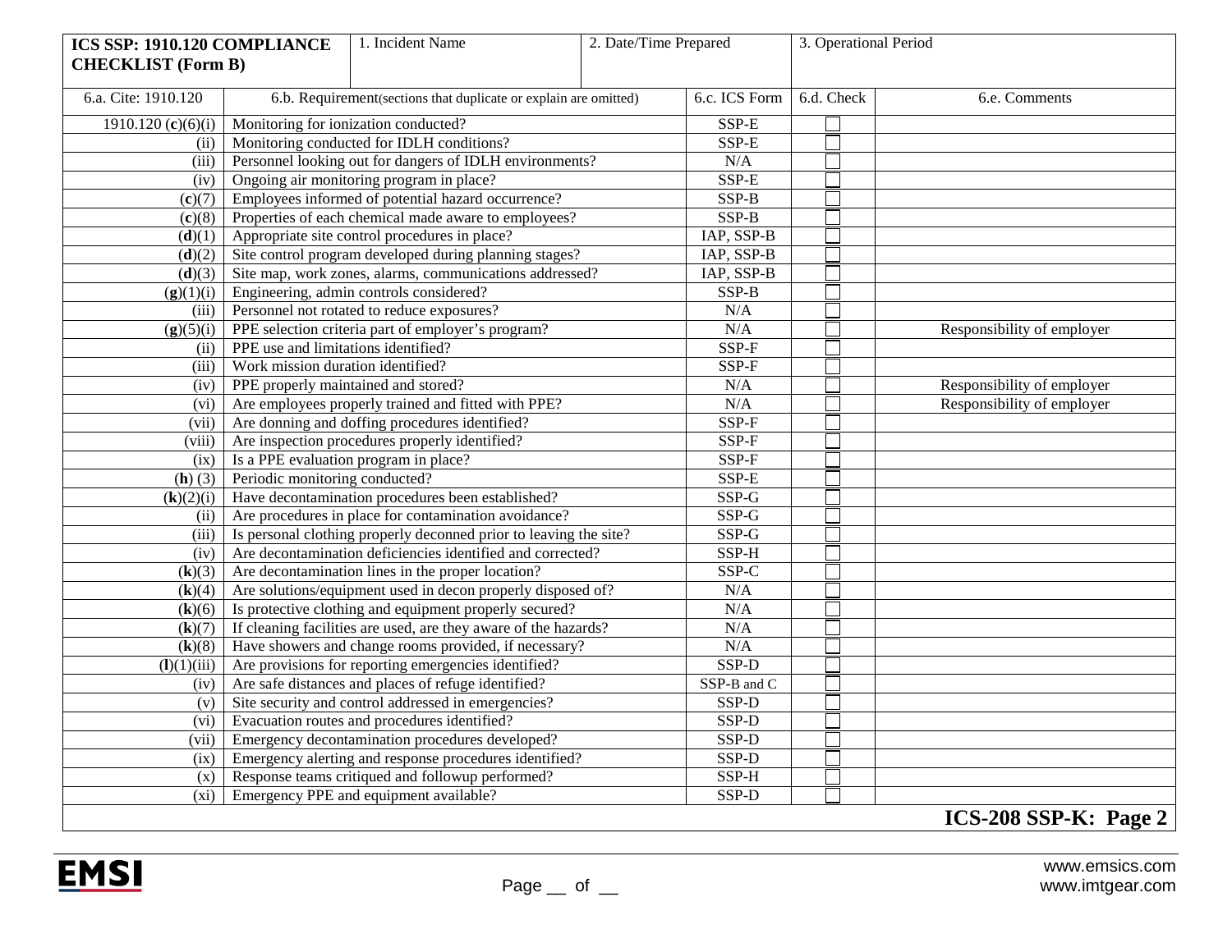| ICS SSP: 1910.120 COMPLIANCE CHECKLIST (Form B) | 1. Incident Name | 2. Date/Time Prepared | 3. Operational Period | |
|---|---|---|---|---|
| **6.a. Cite: 1910.120** | **6.b. Requirement** (sections that duplicate or explain are omitted) | **6.c. ICS Form** | **6.d. Check** | **6.e. Comments** |
| 1910.120 (**c**)(6)(i) | Monitoring for ionization conducted? | SSP-E | ☐ | |
| (ii) | Monitoring conducted for IDLH conditions? | SSP-E | ☐ | |
| (iii) | Personnel looking out for dangers of IDLH environments? | N/A | ☐ | |
| (iv) | Ongoing air monitoring program in place? | SSP-E | ☐ | |
| (**c**)(7) | Employees informed of potential hazard occurrence? | SSP-B | ☐ | |
| (**c**)(8) | Properties of each chemical made aware to employees? | SSP-B | ☐ | |
| (**d**)(1) | Appropriate site control procedures in place? | IAP, SSP-B | ☐ | |
| (**d**)(2) | Site control program developed during planning stages? | IAP, SSP-B | ☐ | |
| (**d**)(3) | Site map, work zones, alarms, communications addressed? | IAP, SSP-B | ☐ | |
| (**g**)(1)(i) | Engineering, admin controls considered? | SSP-B | ☐ | |
| (iii) | Personnel not rotated to reduce exposures? | N/A | ☐ | |
| (**g**)(5)(i) | PPE selection criteria part of employer's program? | N/A | ☐ | Responsibility of employer |
| (ii) | PPE use and limitations identified? | SSP-F | ☐ | |
| (iii) | Work mission duration identified? | SSP-F | ☐ | |
| (iv) | PPE properly maintained and stored? | N/A | ☐ | Responsibility of employer |
| (vi) | Are employees properly trained and fitted with PPE? | N/A | ☐ | Responsibility of employer |
| (vii) | Are donning and doffing procedures identified? | SSP-F | ☐ | |
| (viii) | Are inspection procedures properly identified? | SSP-F | ☐ | |
| (ix) | Is a PPE evaluation program in place? | SSP-F | ☐ | |
| (**h**) (3) | Periodic monitoring conducted? | SSP-E | ☐ | |
| (**k**)(2)(i) | Have decontamination procedures been established? | SSP-G | ☐ | |
| (ii) | Are procedures in place for contamination avoidance? | SSP-G | ☐ | |
| (iii) | Is personal clothing properly deconned prior to leaving the site? | SSP-G | ☐ | |
| (iv) | Are decontamination deficiencies identified and corrected? | SSP-H | ☐ | |
| (**k**)(3) | Are decontamination lines in the proper location? | SSP-C | ☐ | |
| (**k**)(4) | Are solutions/equipment used in decon properly disposed of? | N/A | ☐ | |
| (**k**)(6) | Is protective clothing and equipment properly secured? | N/A | ☐ | |
| (**k**)(7) | If cleaning facilities are used, are they aware of the hazards? | N/A | ☐ | |
| (**k**)(8) | Have showers and change rooms provided, if necessary? | N/A | ☐ | |
| (**l**)(1)(iii) | Are provisions for reporting emergencies identified? | SSP-D | ☐ | |
| (iv) | Are safe distances and places of refuge identified? | SSP-B and C | ☐ | |
| (v) | Site security and control addressed in emergencies? | SSP-D | ☐ | |
| (vi) | Evacuation routes and procedures identified? | SSP-D | ☐ | |
| (vii) | Emergency decontamination procedures developed? | SSP-D | ☐ | |
| (ix) | Emergency alerting and response procedures identified? | SSP-D | ☐ | |
| (x) | Response teams critiqued and followup performed? | SSP-H | ☐ | |
| (xi) | Emergency PPE and equipment available? | SSP-D | ☐ | |

**ICS-208 SSP-K: Page 2**

EMSI

www.emsics.com
www.imtgear.com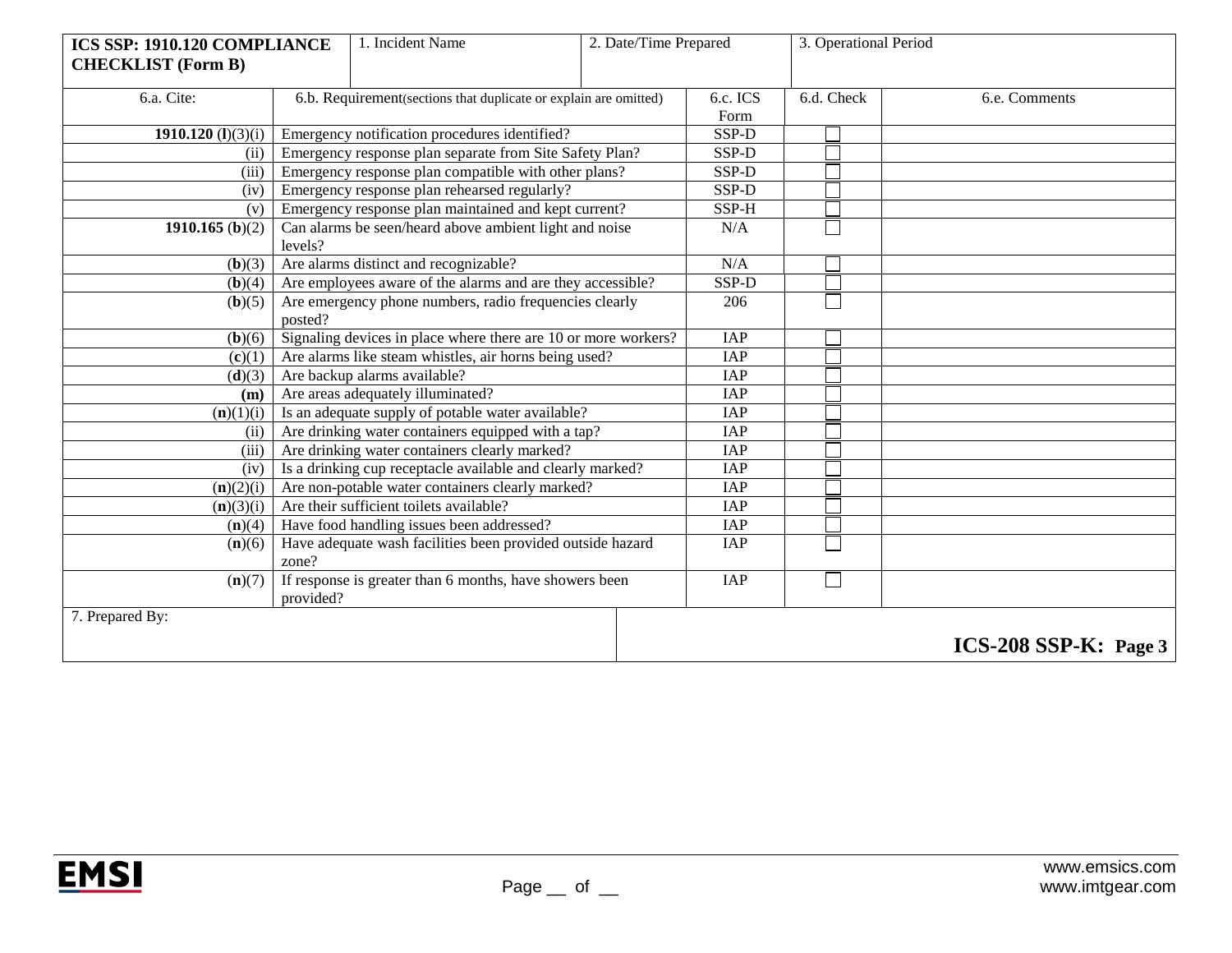| **ICS SSP: 1910.120 COMPLIANCE CHECKLIST (Form B)** | 1. Incident Name | 2. Date/Time Prepared | 3. Operational Period |
|---|---|---|---|
| | | | |

| 6.a. Cite: | 6.b. Requirement(sections that duplicate or explain are omitted) | 6.c. ICS Form | 6.d. Check | 6.e. Comments |
|---|---|---|---|---|
| **1910.120 (l)**(3)(i) | Emergency notification procedures identified? | SSP-D | ☐ | |
| (ii) | Emergency response plan separate from Site Safety Plan? | SSP-D | ☐ | |
| (iii) | Emergency response plan compatible with other plans? | SSP-D | ☐ | |
| (iv) | Emergency response plan rehearsed regularly? | SSP-D | ☐ | |
| (v) | Emergency response plan maintained and kept current? | SSP-H | ☐ | |
| **1910.165 (b)**(2) | Can alarms be seen/heard above ambient light and noise levels? | N/A | ☐ | |
| (**b**)(3) | Are alarms distinct and recognizable? | N/A | ☐ | |
| (**b**)(4) | Are employees aware of the alarms and are they accessible? | SSP-D | ☐ | |
| (**b**)(5) | Are emergency phone numbers, radio frequencies clearly posted? | 206 | ☐ | |
| (**b**)(6) | Signaling devices in place where there are 10 or more workers? | IAP | ☐ | |
| (**c**)(1) | Are alarms like steam whistles, air horns being used? | IAP | ☐ | |
| (**d**)(3) | Are backup alarms available? | IAP | ☐ | |
| **(m)** | Are areas adequately illuminated? | IAP | ☐ | |
| (**n**)(1)(i) | Is an adequate supply of potable water available? | IAP | ☐ | |
| (ii) | Are drinking water containers equipped with a tap? | IAP | ☐ | |
| (iii) | Are drinking water containers clearly marked? | IAP | ☐ | |
| (iv) | Is a drinking cup receptacle available and clearly marked? | IAP | ☐ | |
| (**n**)(2)(i) | Are non-potable water containers clearly marked? | IAP | ☐ | |
| (**n**)(3)(i) | Are their sufficient toilets available? | IAP | ☐ | |
| (**n**)(4) | Have food handling issues been addressed? | IAP | ☐ | |
| (**n**)(6) | Have adequate wash facilities been provided outside hazard zone? | IAP | ☐ | |
| (**n**)(7) | If response is greater than 6 months, have showers been provided? | IAP | ☐ | |

| 7. Prepared By: | **ICS-208 SSP-K: Page 3** |
|---|---|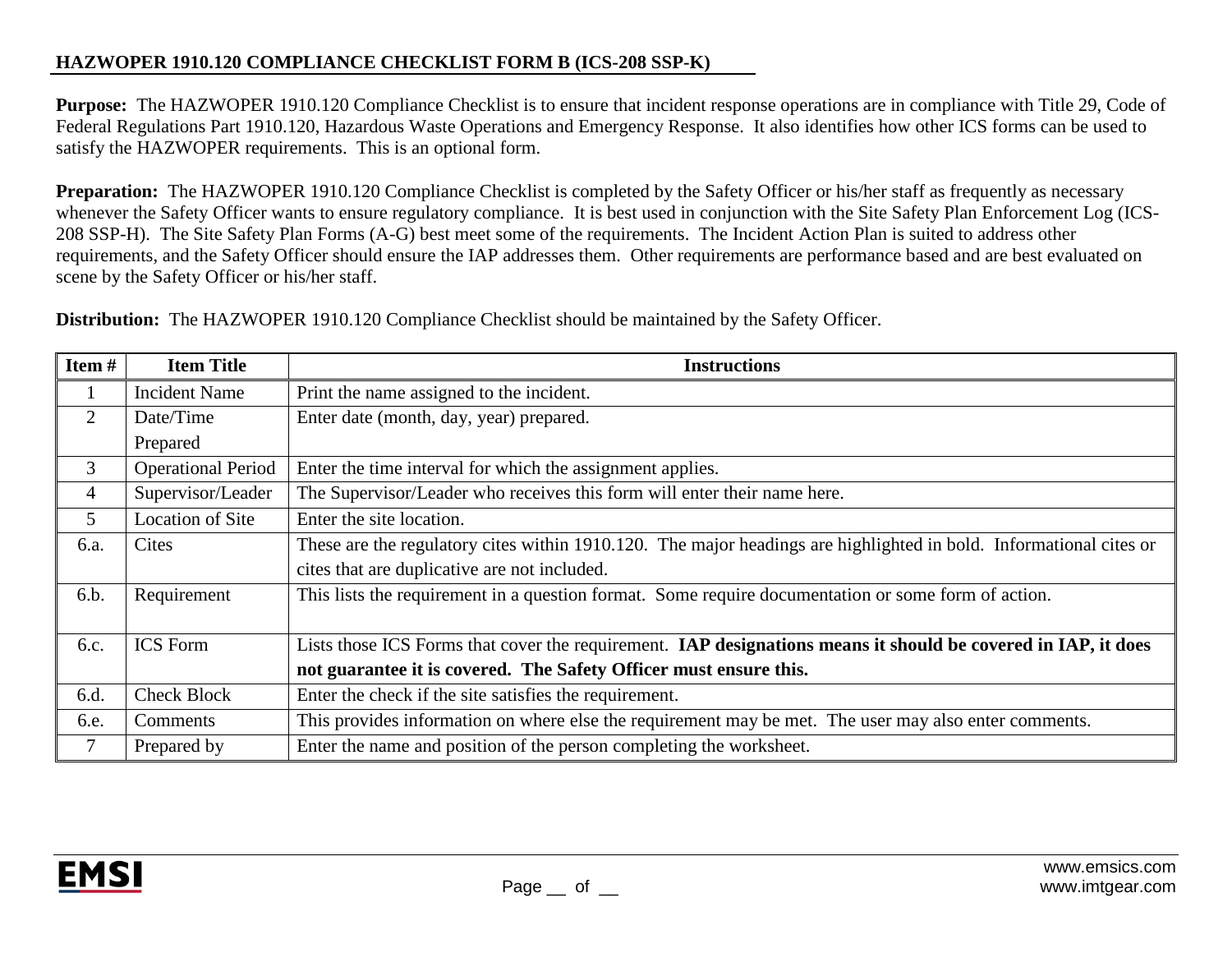## HAZWOPER 1910.120 COMPLIANCE CHECKLIST FORM B (ICS-208 SSP-K)

**Purpose:** The HAZWOPER 1910.120 Compliance Checklist is to ensure that incident response operations are in compliance with Title 29, Code of Federal Regulations Part 1910.120, Hazardous Waste Operations and Emergency Response. It also identifies how other ICS forms can be used to satisfy the HAZWOPER requirements. This is an optional form.

**Preparation:** The HAZWOPER 1910.120 Compliance Checklist is completed by the Safety Officer or his/her staff as frequently as necessary whenever the Safety Officer wants to ensure regulatory compliance. It is best used in conjunction with the Site Safety Plan Enforcement Log (ICS-208 SSP-H). The Site Safety Plan Forms (A-G) best meet some of the requirements. The Incident Action Plan is suited to address other requirements, and the Safety Officer should ensure the IAP addresses them. Other requirements are performance based and are best evaluated on scene by the Safety Officer or his/her staff.

**Distribution:** The HAZWOPER 1910.120 Compliance Checklist should be maintained by the Safety Officer.

| Item # | Item Title | Instructions |
|---|---|---|
| 1 | Incident Name | Print the name assigned to the incident. |
| 2 | Date/Time Prepared | Enter date (month, day, year) prepared. |
| 3 | Operational Period | Enter the time interval for which the assignment applies. |
| 4 | Supervisor/Leader | The Supervisor/Leader who receives this form will enter their name here. |
| 5 | Location of Site | Enter the site location. |
| 6.a. | Cites | These are the regulatory cites within 1910.120. The major headings are highlighted in bold. Informational cites or cites that are duplicative are not included. |
| 6.b. | Requirement | This lists the requirement in a question format. Some require documentation or some form of action. |
| 6.c. | ICS Form | Lists those ICS Forms that cover the requirement. **IAP designations means it should be covered in IAP, it does not guarantee it is covered. The Safety Officer must ensure this.** |
| 6.d. | Check Block | Enter the check if the site satisfies the requirement. |
| 6.e. | Comments | This provides information on where else the requirement may be met. The user may also enter comments. |
| 7 | Prepared by | Enter the name and position of the person completing the worksheet. |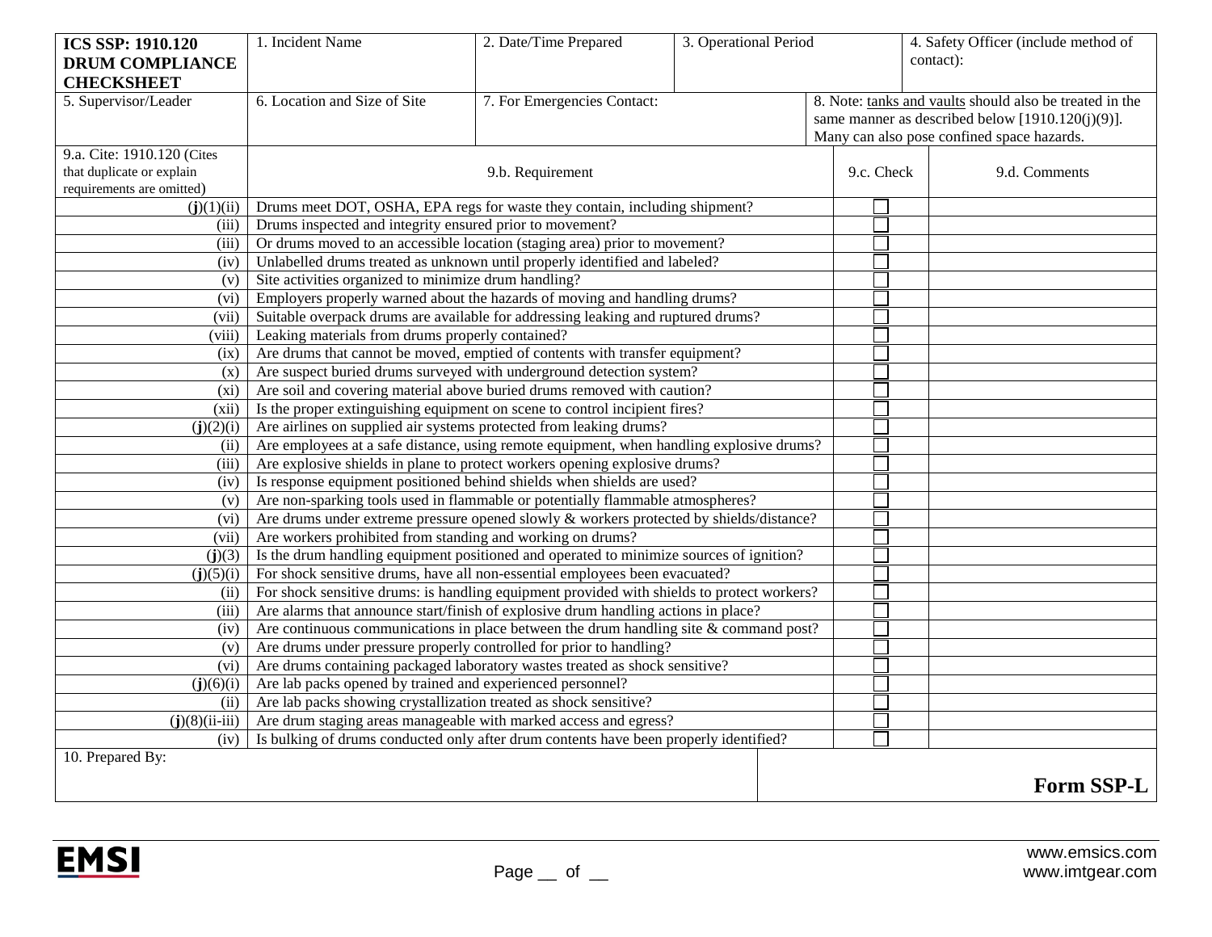| ICS SSP: 1910.120 DRUM COMPLIANCE CHECKSHEET | 1. Incident Name | 2. Date/Time Prepared | 3. Operational Period | 4. Safety Officer (include method of contact): |
|---|---|---|---|---|
| 5. Supervisor/Leader | 6. Location and Size of Site | 7. For Emergencies Contact: | | 8. Note: tanks and vaults should also be treated in the same manner as described below [1910.120(j)(9)]. Many can also pose confined space hazards. |

| 9.a. Cite: 1910.120 (Cites that duplicate or explain requirements are omitted) | 9.b. Requirement | 9.c. Check | 9.d. Comments |
|---|---|---|---|
| **(j)**(1)(ii) | Drums meet DOT, OSHA, EPA regs for waste they contain, including shipment? | ☐ | |
| (iii) | Drums inspected and integrity ensured prior to movement? | ☐ | |
| (iii) | Or drums moved to an accessible location (staging area) prior to movement? | ☐ | |
| (iv) | Unlabelled drums treated as unknown until properly identified and labeled? | ☐ | |
| (v) | Site activities organized to minimize drum handling? | ☐ | |
| (vi) | Employers properly warned about the hazards of moving and handling drums? | ☐ | |
| (vii) | Suitable overpack drums are available for addressing leaking and ruptured drums? | ☐ | |
| (viii) | Leaking materials from drums properly contained? | ☐ | |
| (ix) | Are drums that cannot be moved, emptied of contents with transfer equipment? | ☐ | |
| (x) | Are suspect buried drums surveyed with underground detection system? | ☐ | |
| (xi) | Are soil and covering material above buried drums removed with caution? | ☐ | |
| (xii) | Is the proper extinguishing equipment on scene to control incipient fires? | ☐ | |
| **(j)**(2)(i) | Are airlines on supplied air systems protected from leaking drums? | ☐ | |
| (ii) | Are employees at a safe distance, using remote equipment, when handling explosive drums? | ☐ | |
| (iii) | Are explosive shields in plane to protect workers opening explosive drums? | ☐ | |
| (iv) | Is response equipment positioned behind shields when shields are used? | ☐ | |
| (v) | Are non-sparking tools used in flammable or potentially flammable atmospheres? | ☐ | |
| (vi) | Are drums under extreme pressure opened slowly & workers protected by shields/distance? | ☐ | |
| (vii) | Are workers prohibited from standing and working on drums? | ☐ | |
| **(j)**(3) | Is the drum handling equipment positioned and operated to minimize sources of ignition? | ☐ | |
| **(j)**(5)(i) | For shock sensitive drums, have all non-essential employees been evacuated? | ☐ | |
| (ii) | For shock sensitive drums: is handling equipment provided with shields to protect workers? | ☐ | |
| (iii) | Are alarms that announce start/finish of explosive drum handling actions in place? | ☐ | |
| (iv) | Are continuous communications in place between the drum handling site & command post? | ☐ | |
| (v) | Are drums under pressure properly controlled for prior to handling? | ☐ | |
| (vi) | Are drums containing packaged laboratory wastes treated as shock sensitive? | ☐ | |
| **(j)**(6)(i) | Are lab packs opened by trained and experienced personnel? | ☐ | |
| (ii) | Are lab packs showing crystallization treated as shock sensitive? | ☐ | |
| **(j)**(8)(ii-iii) | Are drum staging areas manageable with marked access and egress? | ☐ | |
| (iv) | Is bulking of drums conducted only after drum contents have been properly identified? | ☐ | |

10. Prepared By:

**Form SSP-L**

EMSI

www.emsics.com
www.imtgear.com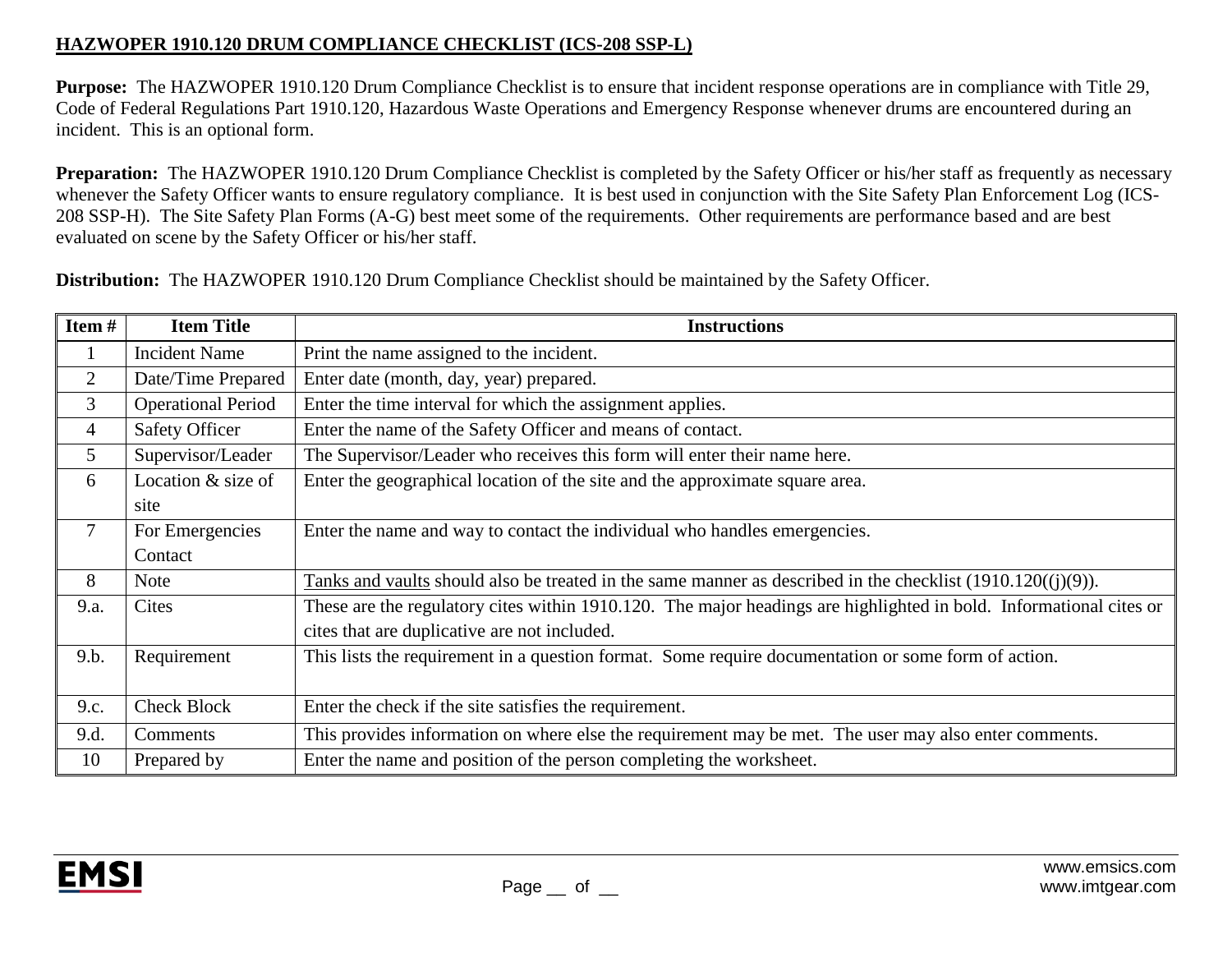**HAZWOPER 1910.120 DRUM COMPLIANCE CHECKLIST (ICS-208 SSP-L)**

**Purpose:** The HAZWOPER 1910.120 Drum Compliance Checklist is to ensure that incident response operations are in compliance with Title 29, Code of Federal Regulations Part 1910.120, Hazardous Waste Operations and Emergency Response whenever drums are encountered during an incident. This is an optional form.

**Preparation:** The HAZWOPER 1910.120 Drum Compliance Checklist is completed by the Safety Officer or his/her staff as frequently as necessary whenever the Safety Officer wants to ensure regulatory compliance. It is best used in conjunction with the Site Safety Plan Enforcement Log (ICS-208 SSP-H). The Site Safety Plan Forms (A-G) best meet some of the requirements. Other requirements are performance based and are best evaluated on scene by the Safety Officer or his/her staff.

**Distribution:** The HAZWOPER 1910.120 Drum Compliance Checklist should be maintained by the Safety Officer.

| Item # | Item Title | Instructions |
|---|---|---|
| 1 | Incident Name | Print the name assigned to the incident. |
| 2 | Date/Time Prepared | Enter date (month, day, year) prepared. |
| 3 | Operational Period | Enter the time interval for which the assignment applies. |
| 4 | Safety Officer | Enter the name of the Safety Officer and means of contact. |
| 5 | Supervisor/Leader | The Supervisor/Leader who receives this form will enter their name here. |
| 6 | Location & size of site | Enter the geographical location of the site and the approximate square area. |
| 7 | For Emergencies Contact | Enter the name and way to contact the individual who handles emergencies. |
| 8 | Note | Tanks and vaults should also be treated in the same manner as described in the checklist (1910.120((j)(9)). |
| 9.a. | Cites | These are the regulatory cites within 1910.120. The major headings are highlighted in bold. Informational cites or cites that are duplicative are not included. |
| 9.b. | Requirement | This lists the requirement in a question format. Some require documentation or some form of action. |
| 9.c. | Check Block | Enter the check if the site satisfies the requirement. |
| 9.d. | Comments | This provides information on where else the requirement may be met. The user may also enter comments. |
| 10 | Prepared by | Enter the name and position of the person completing the worksheet. |